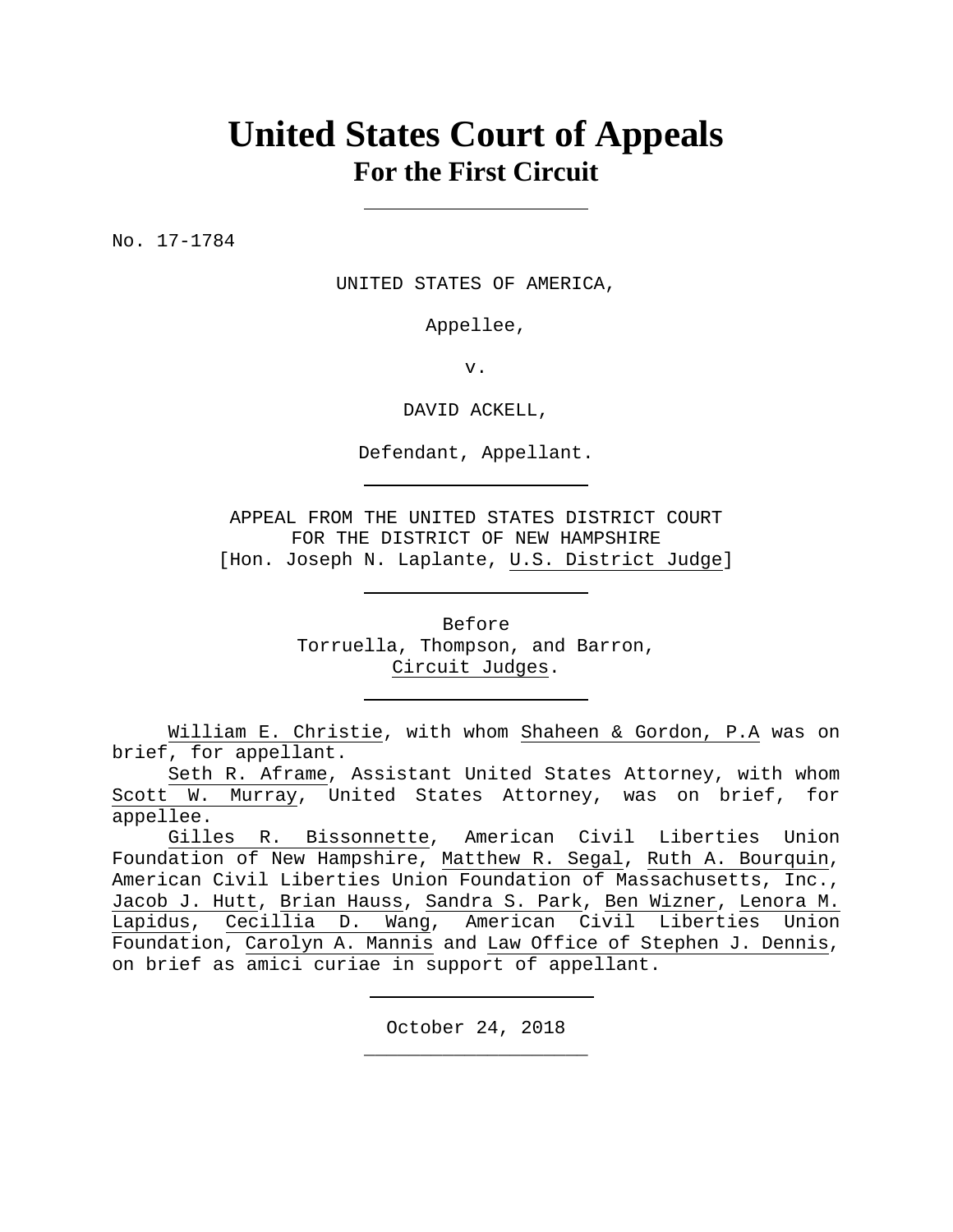# United States Court of Appeals
## For the First Circuit

No. 17-1784

UNITED STATES OF AMERICA,

Appellee,

v.

DAVID ACKELL,

Defendant, Appellant.

APPEAL FROM THE UNITED STATES DISTRICT COURT
FOR THE DISTRICT OF NEW HAMPSHIRE
[Hon. Joseph N. Laplante, U.S. District Judge]

Before
Torruella, Thompson, and Barron,
Circuit Judges.

William E. Christie, with whom Shaheen & Gordon, P.A was on brief, for appellant.

Seth R. Aframe, Assistant United States Attorney, with whom Scott W. Murray, United States Attorney, was on brief, for appellee.

Gilles R. Bissonnette, American Civil Liberties Union Foundation of New Hampshire, Matthew R. Segal, Ruth A. Bourquin, American Civil Liberties Union Foundation of Massachusetts, Inc., Jacob J. Hutt, Brian Hauss, Sandra S. Park, Ben Wizner, Lenora M. Lapidus, Cecillia D. Wang, American Civil Liberties Union Foundation, Carolyn A. Mannis and Law Office of Stephen J. Dennis, on brief as amici curiae in support of appellant.

October 24, 2018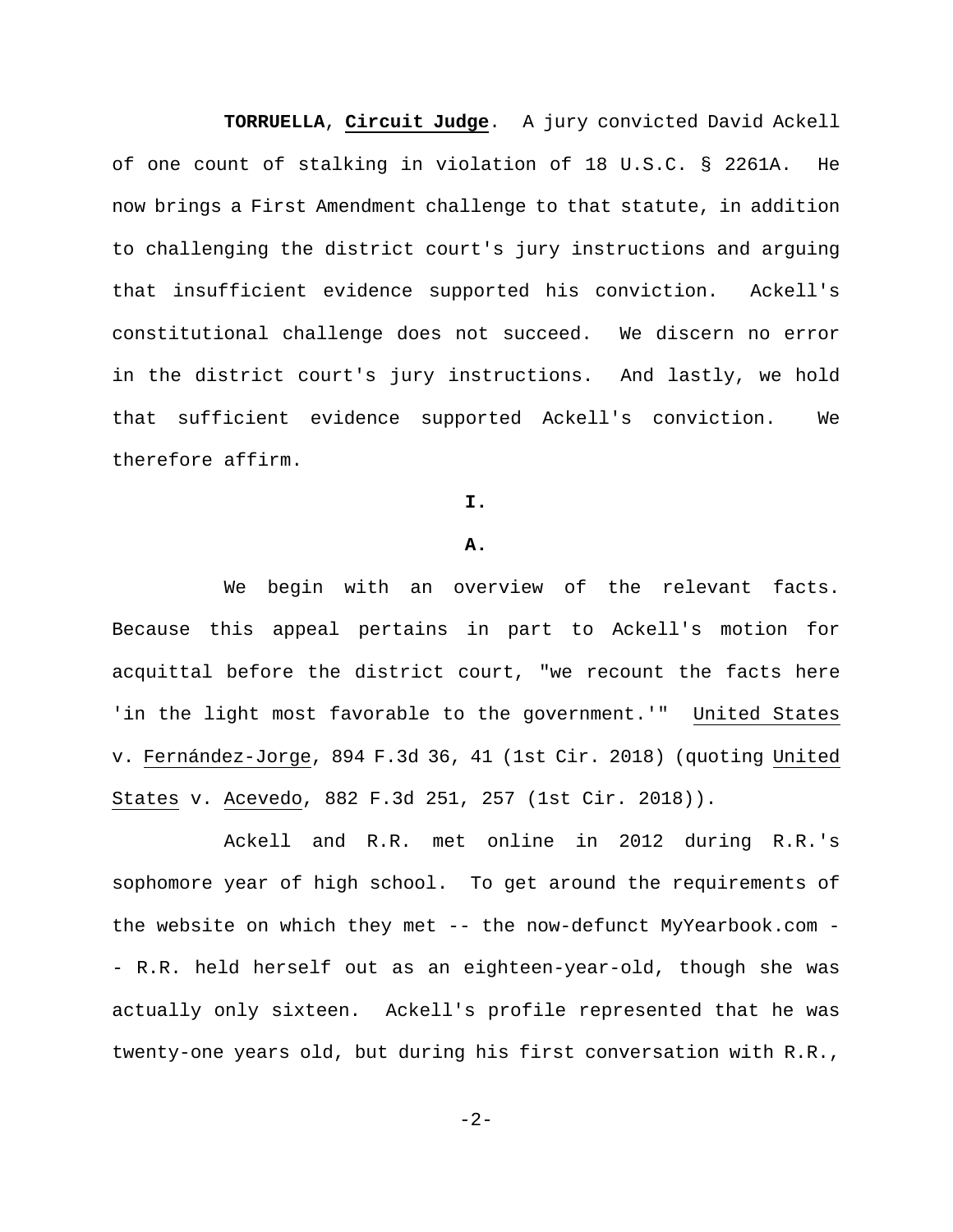**TORRUELLA**, **Circuit Judge**. A jury convicted David Ackell of one count of stalking in violation of 18 U.S.C. § 2261A. He now brings a First Amendment challenge to that statute, in addition to challenging the district court's jury instructions and arguing that insufficient evidence supported his conviction. Ackell's constitutional challenge does not succeed. We discern no error in the district court's jury instructions. And lastly, we hold that sufficient evidence supported Ackell's conviction. We therefore affirm.

# I.

## A.

We begin with an overview of the relevant facts. Because this appeal pertains in part to Ackell's motion for acquittal before the district court, "we recount the facts here 'in the light most favorable to the government.'" United States v. Fernández-Jorge, 894 F.3d 36, 41 (1st Cir. 2018) (quoting United States v. Acevedo, 882 F.3d 251, 257 (1st Cir. 2018)).

Ackell and R.R. met online in 2012 during R.R.'s sophomore year of high school. To get around the requirements of the website on which they met -- the now-defunct MyYearbook.com -- R.R. held herself out as an eighteen-year-old, though she was actually only sixteen. Ackell's profile represented that he was twenty-one years old, but during his first conversation with R.R.,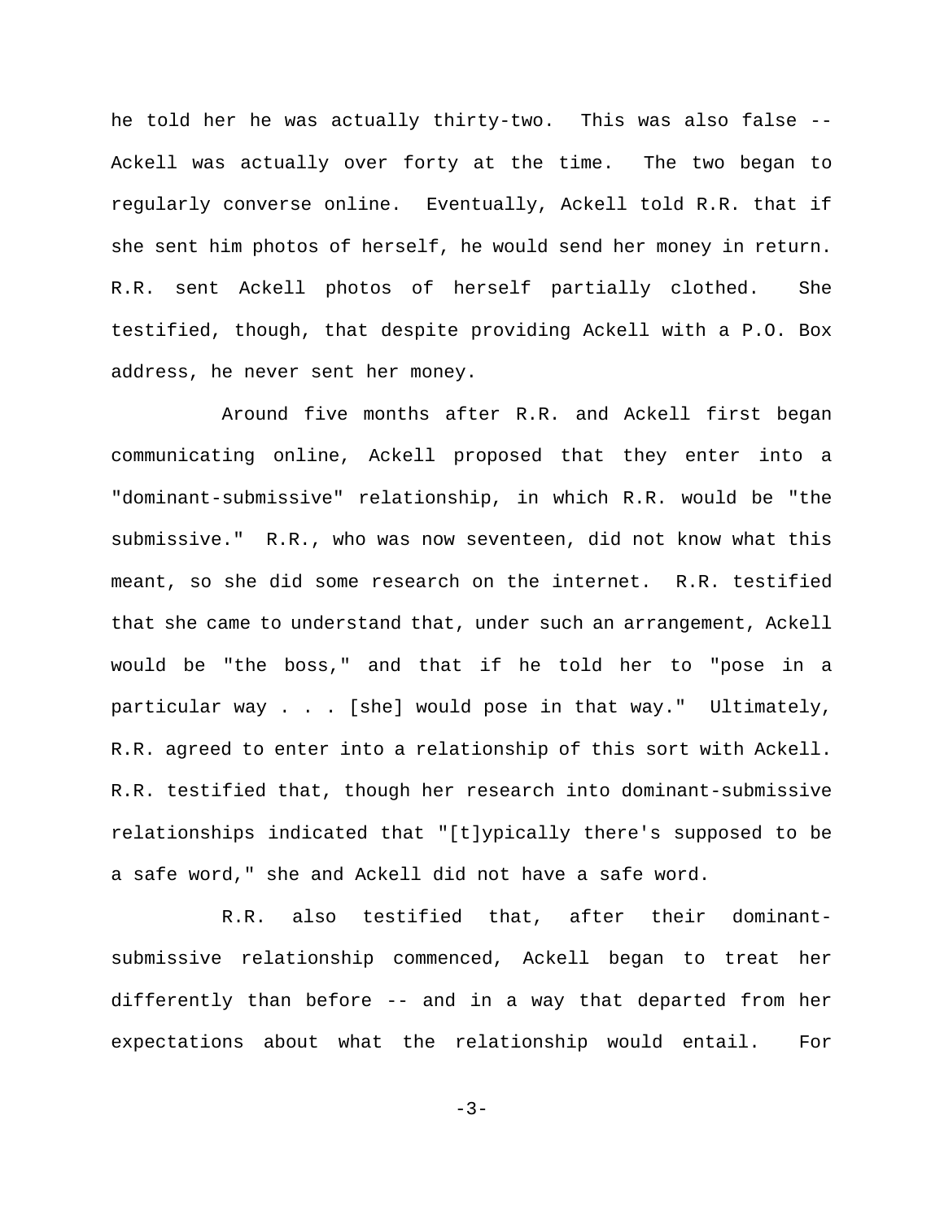he told her he was actually thirty-two. This was also false -- Ackell was actually over forty at the time. The two began to regularly converse online. Eventually, Ackell told R.R. that if she sent him photos of herself, he would send her money in return. R.R. sent Ackell photos of herself partially clothed. She testified, though, that despite providing Ackell with a P.O. Box address, he never sent her money.

Around five months after R.R. and Ackell first began communicating online, Ackell proposed that they enter into a "dominant-submissive" relationship, in which R.R. would be "the submissive." R.R., who was now seventeen, did not know what this meant, so she did some research on the internet. R.R. testified that she came to understand that, under such an arrangement, Ackell would be "the boss," and that if he told her to "pose in a particular way . . . [she] would pose in that way." Ultimately, R.R. agreed to enter into a relationship of this sort with Ackell. R.R. testified that, though her research into dominant-submissive relationships indicated that "[t]ypically there's supposed to be a safe word," she and Ackell did not have a safe word.

R.R. also testified that, after their dominant-submissive relationship commenced, Ackell began to treat her differently than before -- and in a way that departed from her expectations about what the relationship would entail. For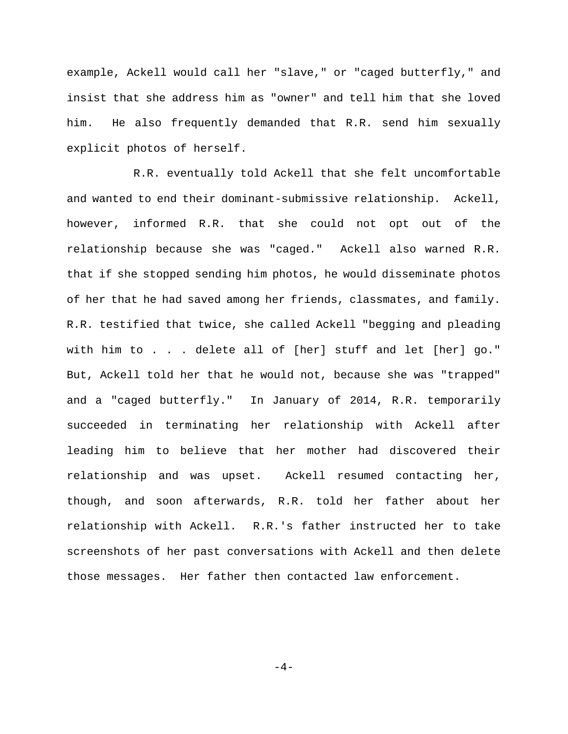example, Ackell would call her "slave," or "caged butterfly," and insist that she address him as "owner" and tell him that she loved him. He also frequently demanded that R.R. send him sexually explicit photos of herself.

R.R. eventually told Ackell that she felt uncomfortable and wanted to end their dominant-submissive relationship. Ackell, however, informed R.R. that she could not opt out of the relationship because she was "caged." Ackell also warned R.R. that if she stopped sending him photos, he would disseminate photos of her that he had saved among her friends, classmates, and family. R.R. testified that twice, she called Ackell "begging and pleading with him to . . . delete all of [her] stuff and let [her] go." But, Ackell told her that he would not, because she was "trapped" and a "caged butterfly." In January of 2014, R.R. temporarily succeeded in terminating her relationship with Ackell after leading him to believe that her mother had discovered their relationship and was upset. Ackell resumed contacting her, though, and soon afterwards, R.R. told her father about her relationship with Ackell. R.R.'s father instructed her to take screenshots of her past conversations with Ackell and then delete those messages. Her father then contacted law enforcement.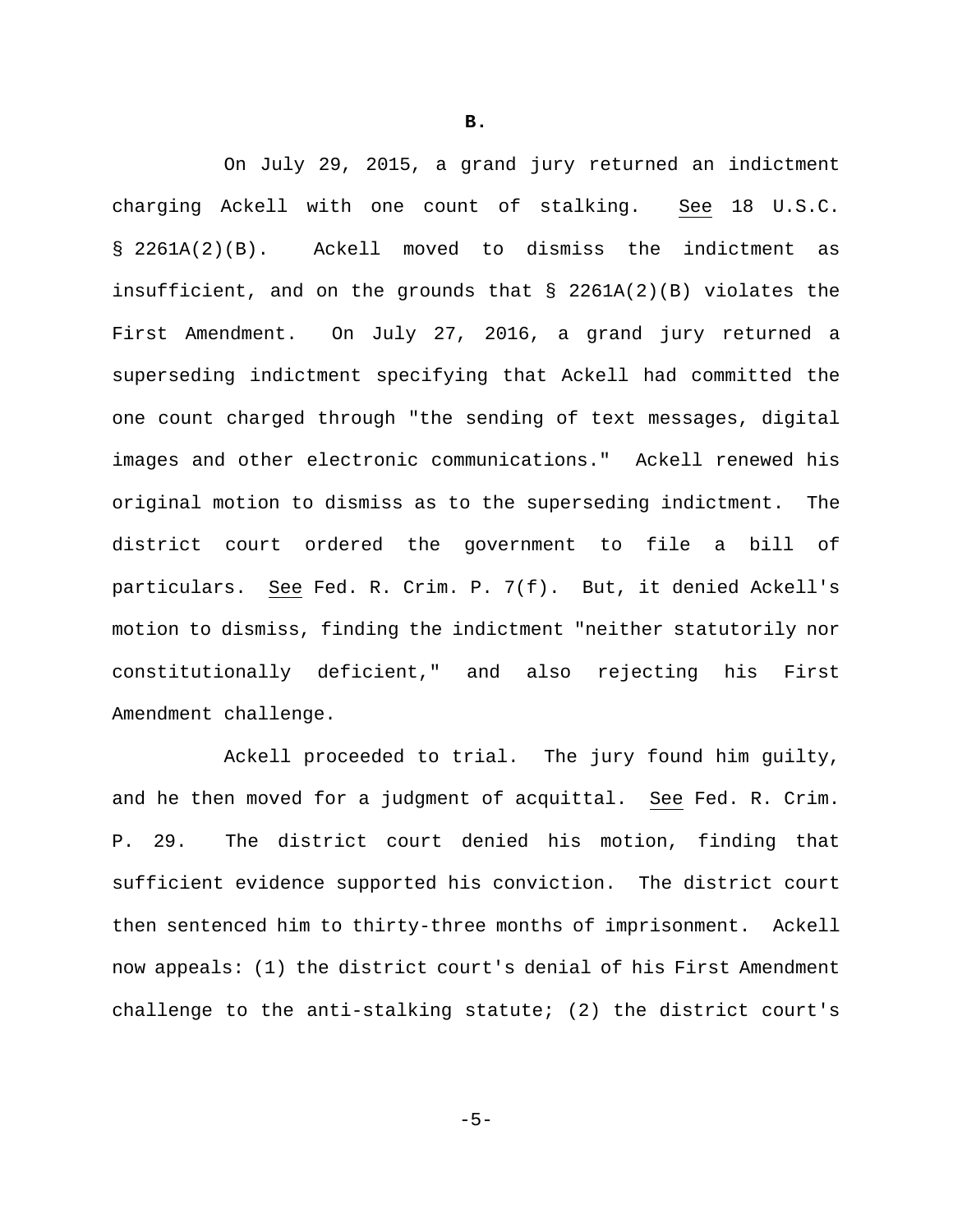**B.**

On July 29, 2015, a grand jury returned an indictment charging Ackell with one count of stalking. See 18 U.S.C. § 2261A(2)(B). Ackell moved to dismiss the indictment as insufficient, and on the grounds that § 2261A(2)(B) violates the First Amendment. On July 27, 2016, a grand jury returned a superseding indictment specifying that Ackell had committed the one count charged through "the sending of text messages, digital images and other electronic communications." Ackell renewed his original motion to dismiss as to the superseding indictment. The district court ordered the government to file a bill of particulars. See Fed. R. Crim. P. 7(f). But, it denied Ackell's motion to dismiss, finding the indictment "neither statutorily nor constitutionally deficient," and also rejecting his First Amendment challenge.

Ackell proceeded to trial. The jury found him guilty, and he then moved for a judgment of acquittal. See Fed. R. Crim. P. 29. The district court denied his motion, finding that sufficient evidence supported his conviction. The district court then sentenced him to thirty-three months of imprisonment. Ackell now appeals: (1) the district court's denial of his First Amendment challenge to the anti-stalking statute; (2) the district court's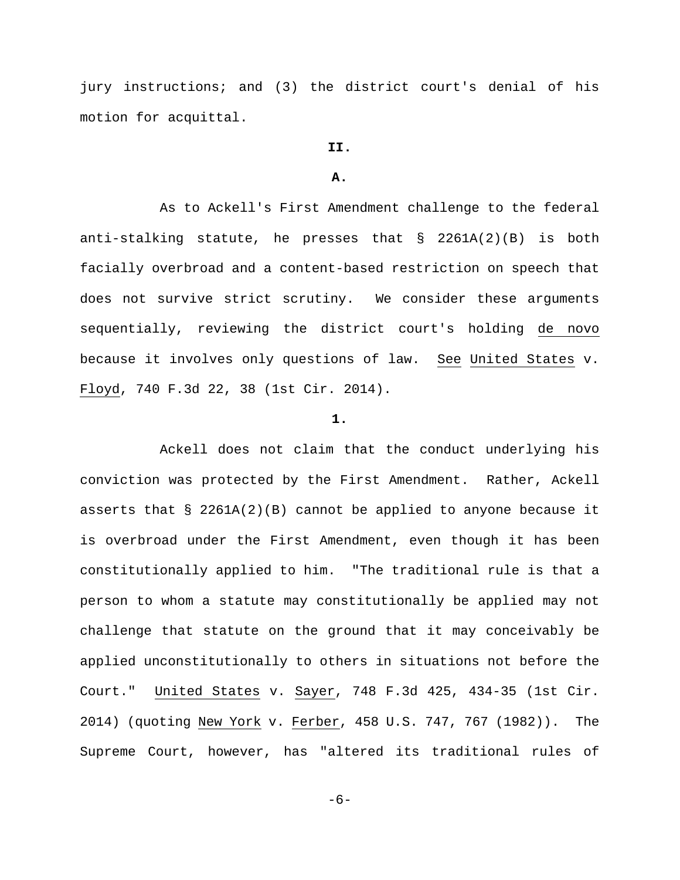jury instructions; and (3) the district court's denial of his motion for acquittal.

**II.**

**A.**

As to Ackell's First Amendment challenge to the federal anti-stalking statute, he presses that § 2261A(2)(B) is both facially overbroad and a content-based restriction on speech that does not survive strict scrutiny. We consider these arguments sequentially, reviewing the district court's holding de novo because it involves only questions of law. See United States v. Floyd, 740 F.3d 22, 38 (1st Cir. 2014).

**1.**

Ackell does not claim that the conduct underlying his conviction was protected by the First Amendment. Rather, Ackell asserts that § 2261A(2)(B) cannot be applied to anyone because it is overbroad under the First Amendment, even though it has been constitutionally applied to him. "The traditional rule is that a person to whom a statute may constitutionally be applied may not challenge that statute on the ground that it may conceivably be applied unconstitutionally to others in situations not before the Court." United States v. Sayer, 748 F.3d 425, 434-35 (1st Cir. 2014) (quoting New York v. Ferber, 458 U.S. 747, 767 (1982)). The Supreme Court, however, has "altered its traditional rules of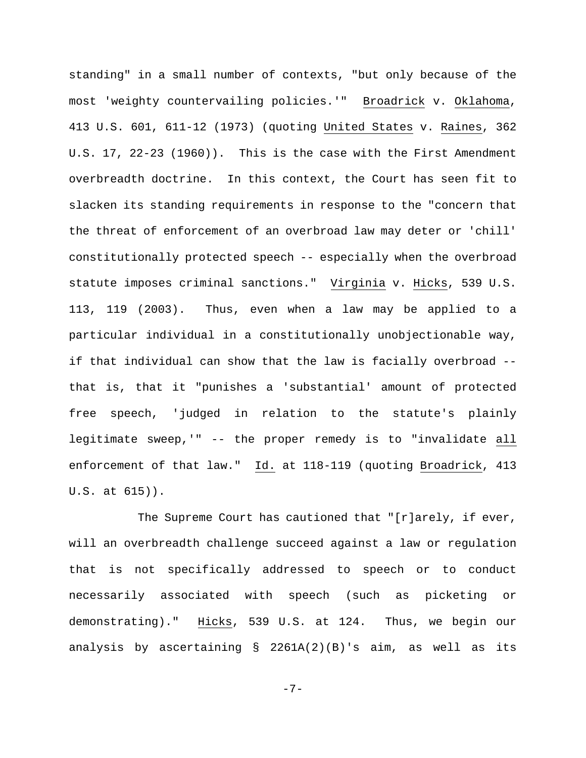standing" in a small number of contexts, "but only because of the most 'weighty countervailing policies.'" Broadrick v. Oklahoma, 413 U.S. 601, 611-12 (1973) (quoting United States v. Raines, 362 U.S. 17, 22-23 (1960)). This is the case with the First Amendment overbreadth doctrine. In this context, the Court has seen fit to slacken its standing requirements in response to the "concern that the threat of enforcement of an overbroad law may deter or 'chill' constitutionally protected speech -- especially when the overbroad statute imposes criminal sanctions." Virginia v. Hicks, 539 U.S. 113, 119 (2003). Thus, even when a law may be applied to a particular individual in a constitutionally unobjectionable way, if that individual can show that the law is facially overbroad -- that is, that it "punishes a 'substantial' amount of protected free speech, 'judged in relation to the statute's plainly legitimate sweep,'" -- the proper remedy is to "invalidate all enforcement of that law." Id. at 118-119 (quoting Broadrick, 413 U.S. at 615)).

The Supreme Court has cautioned that "[r]arely, if ever, will an overbreadth challenge succeed against a law or regulation that is not specifically addressed to speech or to conduct necessarily associated with speech (such as picketing or demonstrating)." Hicks, 539 U.S. at 124. Thus, we begin our analysis by ascertaining § 2261A(2)(B)'s aim, as well as its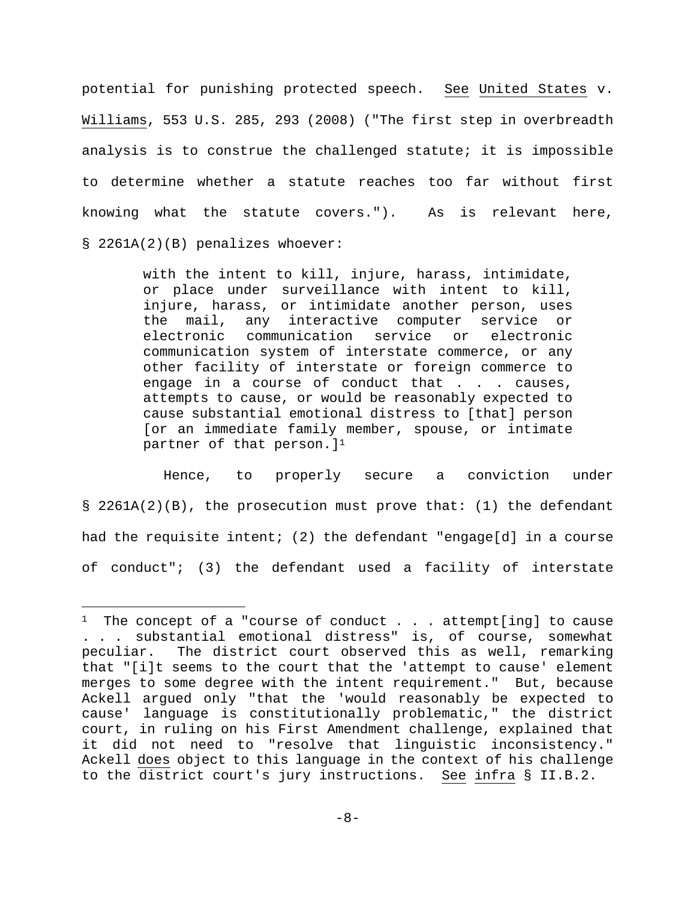potential for punishing protected speech. See United States v. Williams, 553 U.S. 285, 293 (2008) ("The first step in overbreadth analysis is to construe the challenged statute; it is impossible to determine whether a statute reaches too far without first knowing what the statute covers."). As is relevant here, § 2261A(2)(B) penalizes whoever:

> with the intent to kill, injure, harass, intimidate, or place under surveillance with intent to kill, injure, harass, or intimidate another person, uses the mail, any interactive computer service or electronic communication service or electronic communication system of interstate commerce, or any other facility of interstate or foreign commerce to engage in a course of conduct that . . . causes, attempts to cause, or would be reasonably expected to cause substantial emotional distress to [that] person [or an immediate family member, spouse, or intimate partner of that person.][1]

Hence, to properly secure a conviction under § 2261A(2)(B), the prosecution must prove that: (1) the defendant had the requisite intent; (2) the defendant "engage[d] in a course of conduct"; (3) the defendant used a facility of interstate

---

[1] The concept of a "course of conduct . . . attempt[ing] to cause . . . substantial emotional distress" is, of course, somewhat peculiar. The district court observed this as well, remarking that "[i]t seems to the court that the 'attempt to cause' element merges to some degree with the intent requirement." But, because Ackell argued only "that the 'would reasonably be expected to cause' language is constitutionally problematic," the district court, in ruling on his First Amendment challenge, explained that it did not need to "resolve that linguistic inconsistency." Ackell does object to this language in the context of his challenge to the district court's jury instructions. See infra § II.B.2.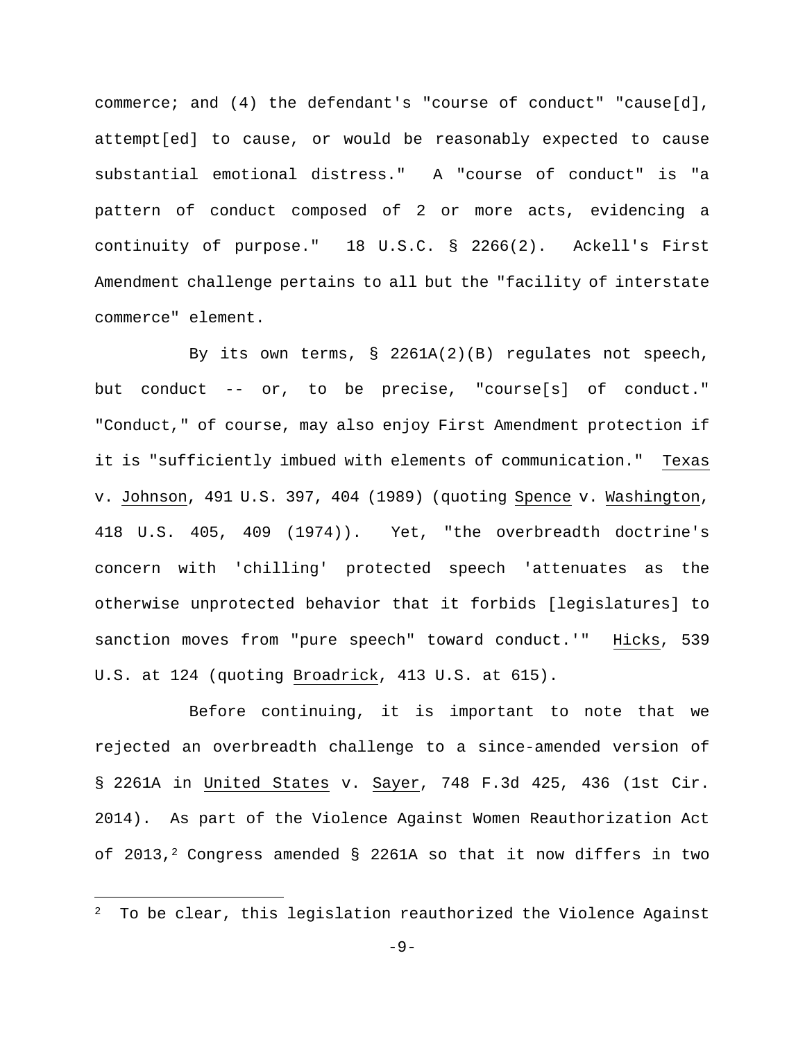commerce; and (4) the defendant's "course of conduct" "cause[d], attempt[ed] to cause, or would be reasonably expected to cause substantial emotional distress." A "course of conduct" is "a pattern of conduct composed of 2 or more acts, evidencing a continuity of purpose." 18 U.S.C. § 2266(2). Ackell's First Amendment challenge pertains to all but the "facility of interstate commerce" element.

By its own terms, § 2261A(2)(B) regulates not speech, but conduct -- or, to be precise, "course[s] of conduct." "Conduct," of course, may also enjoy First Amendment protection if it is "sufficiently imbued with elements of communication." Texas v. Johnson, 491 U.S. 397, 404 (1989) (quoting Spence v. Washington, 418 U.S. 405, 409 (1974)). Yet, "the overbreadth doctrine's concern with 'chilling' protected speech 'attenuates as the otherwise unprotected behavior that it forbids [legislatures] to sanction moves from "pure speech" toward conduct.'" Hicks, 539 U.S. at 124 (quoting Broadrick, 413 U.S. at 615).

Before continuing, it is important to note that we rejected an overbreadth challenge to a since-amended version of § 2261A in United States v. Sayer, 748 F.3d 425, 436 (1st Cir. 2014). As part of the Violence Against Women Reauthorization Act of 2013,[2] Congress amended § 2261A so that it now differs in two

[2] To be clear, this legislation reauthorized the Violence Against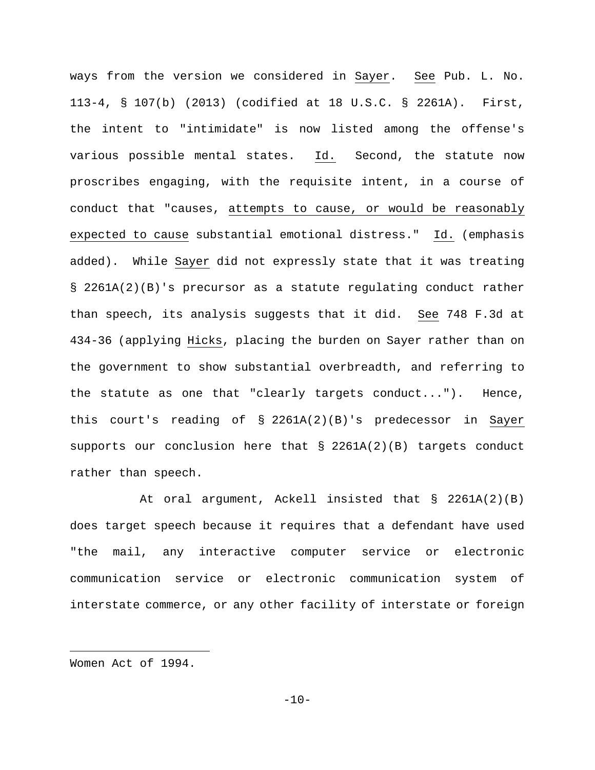ways from the version we considered in Sayer. See Pub. L. No. 113-4, § 107(b) (2013) (codified at 18 U.S.C. § 2261A). First, the intent to "intimidate" is now listed among the offense's various possible mental states. Id. Second, the statute now proscribes engaging, with the requisite intent, in a course of conduct that "causes, attempts to cause, or would be reasonably expected to cause substantial emotional distress." Id. (emphasis added). While Sayer did not expressly state that it was treating § 2261A(2)(B)'s precursor as a statute regulating conduct rather than speech, its analysis suggests that it did. See 748 F.3d at 434-36 (applying Hicks, placing the burden on Sayer rather than on the government to show substantial overbreadth, and referring to the statute as one that "clearly targets conduct..."). Hence, this court's reading of § 2261A(2)(B)'s predecessor in Sayer supports our conclusion here that § 2261A(2)(B) targets conduct rather than speech.

At oral argument, Ackell insisted that § 2261A(2)(B) does target speech because it requires that a defendant have used "the mail, any interactive computer service or electronic communication service or electronic communication system of interstate commerce, or any other facility of interstate or foreign

---

Women Act of 1994.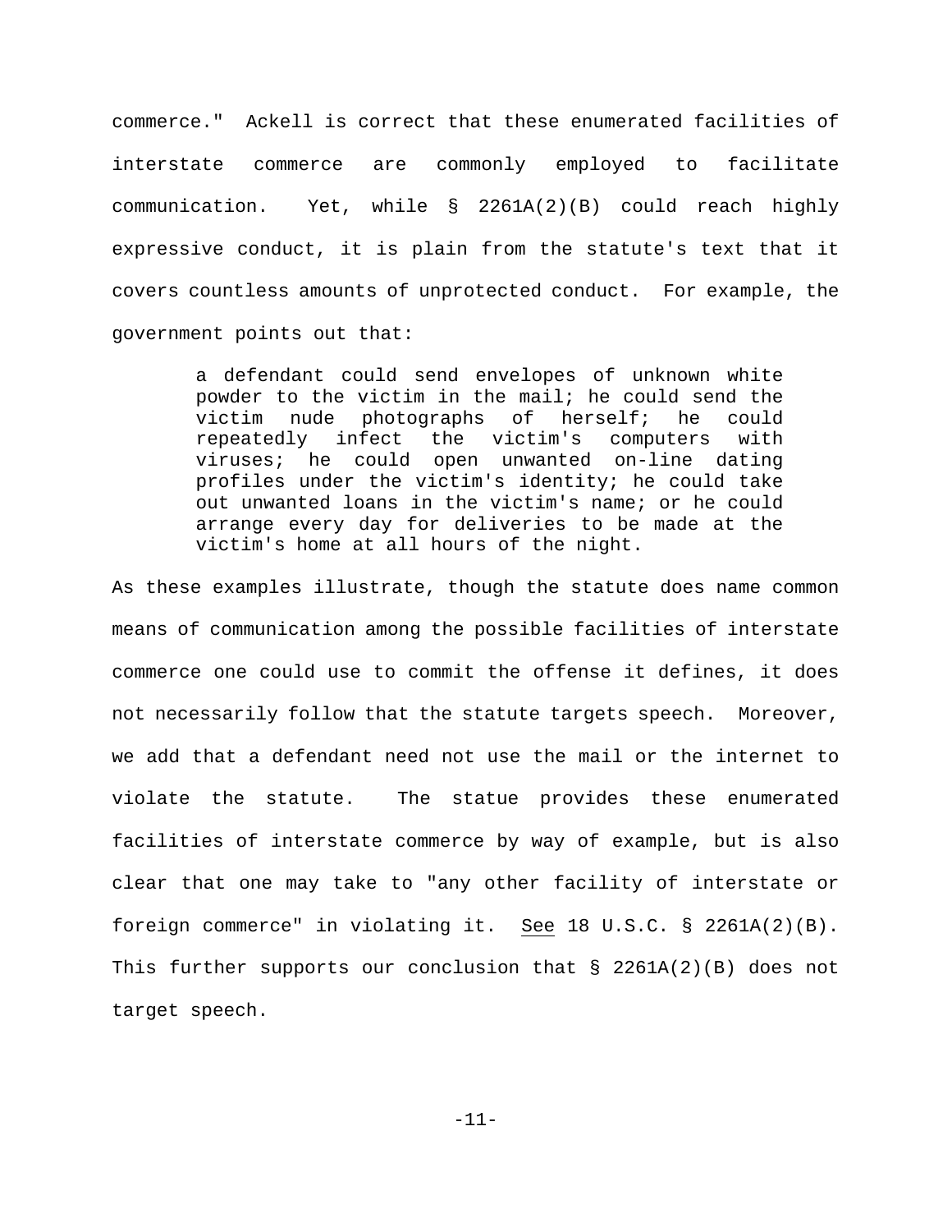commerce." Ackell is correct that these enumerated facilities of interstate commerce are commonly employed to facilitate communication. Yet, while § 2261A(2)(B) could reach highly expressive conduct, it is plain from the statute's text that it covers countless amounts of unprotected conduct. For example, the government points out that:

> a defendant could send envelopes of unknown white powder to the victim in the mail; he could send the victim nude photographs of herself; he could repeatedly infect the victim's computers with viruses; he could open unwanted on-line dating profiles under the victim's identity; he could take out unwanted loans in the victim's name; or he could arrange every day for deliveries to be made at the victim's home at all hours of the night.

As these examples illustrate, though the statute does name common means of communication among the possible facilities of interstate commerce one could use to commit the offense it defines, it does not necessarily follow that the statute targets speech. Moreover, we add that a defendant need not use the mail or the internet to violate the statute. The statue provides these enumerated facilities of interstate commerce by way of example, but is also clear that one may take to "any other facility of interstate or foreign commerce" in violating it. See 18 U.S.C. § 2261A(2)(B). This further supports our conclusion that § 2261A(2)(B) does not target speech.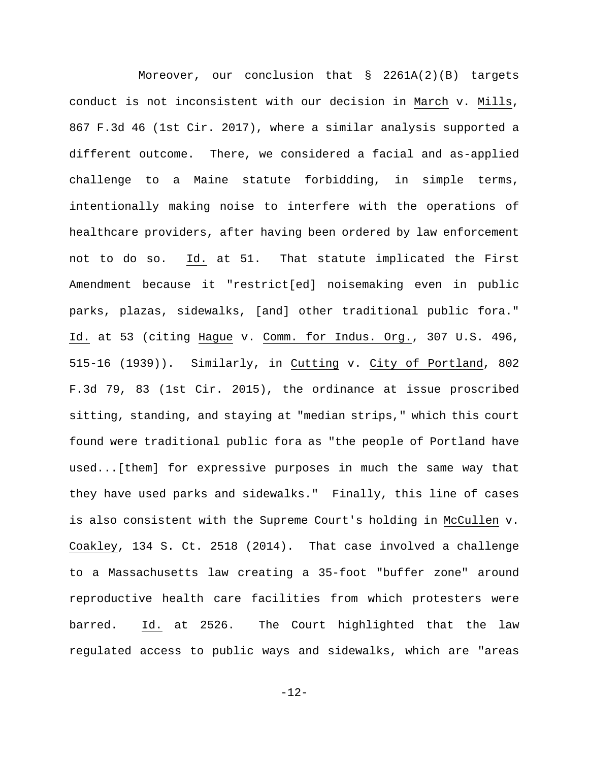Moreover, our conclusion that § 2261A(2)(B) targets conduct is not inconsistent with our decision in March v. Mills, 867 F.3d 46 (1st Cir. 2017), where a similar analysis supported a different outcome. There, we considered a facial and as-applied challenge to a Maine statute forbidding, in simple terms, intentionally making noise to interfere with the operations of healthcare providers, after having been ordered by law enforcement not to do so. Id. at 51. That statute implicated the First Amendment because it "restrict[ed] noisemaking even in public parks, plazas, sidewalks, [and] other traditional public fora." Id. at 53 (citing Hague v. Comm. for Indus. Org., 307 U.S. 496, 515-16 (1939)). Similarly, in Cutting v. City of Portland, 802 F.3d 79, 83 (1st Cir. 2015), the ordinance at issue proscribed sitting, standing, and staying at "median strips," which this court found were traditional public fora as "the people of Portland have used...[them] for expressive purposes in much the same way that they have used parks and sidewalks." Finally, this line of cases is also consistent with the Supreme Court's holding in McCullen v. Coakley, 134 S. Ct. 2518 (2014). That case involved a challenge to a Massachusetts law creating a 35-foot "buffer zone" around reproductive health care facilities from which protesters were barred. Id. at 2526. The Court highlighted that the law regulated access to public ways and sidewalks, which are "areas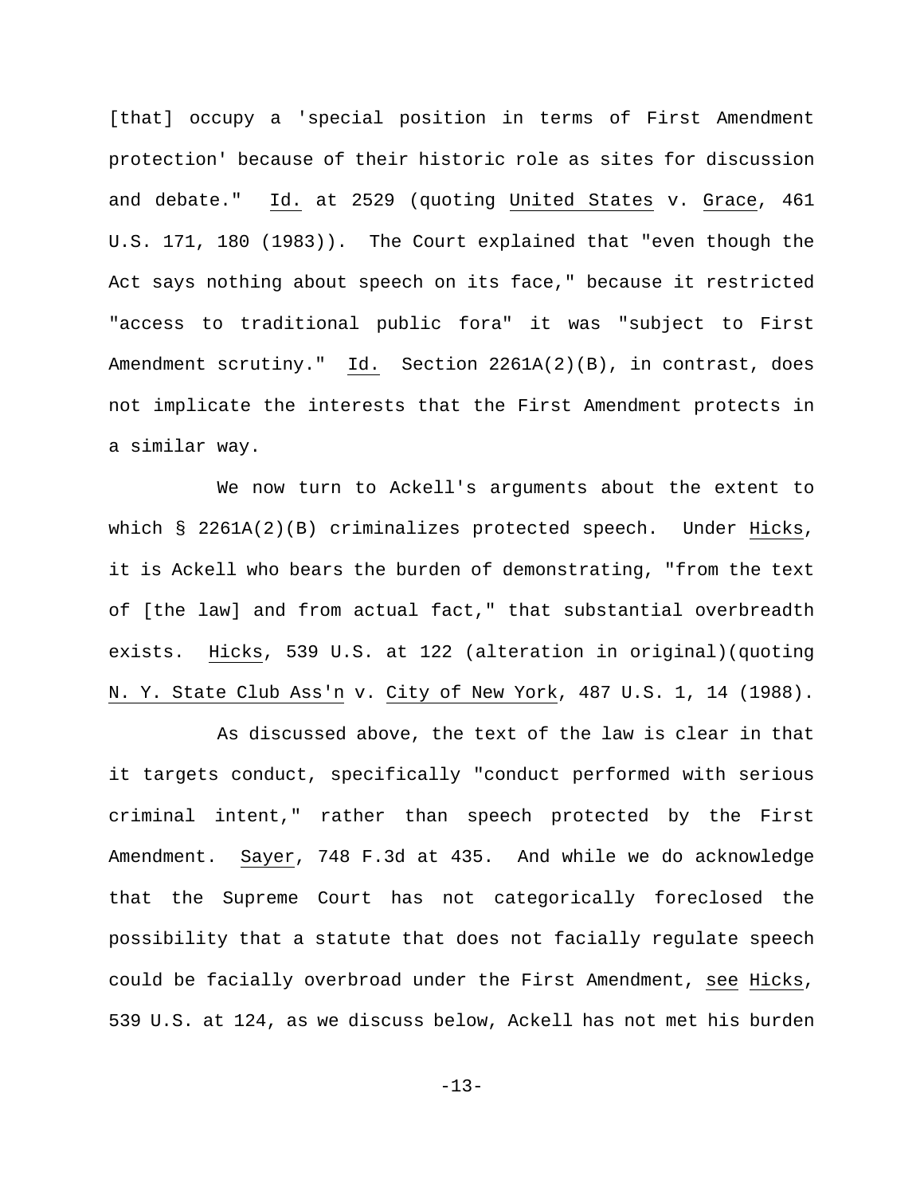[that] occupy a 'special position in terms of First Amendment protection' because of their historic role as sites for discussion and debate." Id. at 2529 (quoting United States v. Grace, 461 U.S. 171, 180 (1983)). The Court explained that "even though the Act says nothing about speech on its face," because it restricted "access to traditional public fora" it was "subject to First Amendment scrutiny." Id. Section 2261A(2)(B), in contrast, does not implicate the interests that the First Amendment protects in a similar way.

We now turn to Ackell's arguments about the extent to which § 2261A(2)(B) criminalizes protected speech. Under Hicks, it is Ackell who bears the burden of demonstrating, "from the text of [the law] and from actual fact," that substantial overbreadth exists. Hicks, 539 U.S. at 122 (alteration in original)(quoting N. Y. State Club Ass'n v. City of New York, 487 U.S. 1, 14 (1988).

As discussed above, the text of the law is clear in that it targets conduct, specifically "conduct performed with serious criminal intent," rather than speech protected by the First Amendment. Sayer, 748 F.3d at 435. And while we do acknowledge that the Supreme Court has not categorically foreclosed the possibility that a statute that does not facially regulate speech could be facially overbroad under the First Amendment, see Hicks, 539 U.S. at 124, as we discuss below, Ackell has not met his burden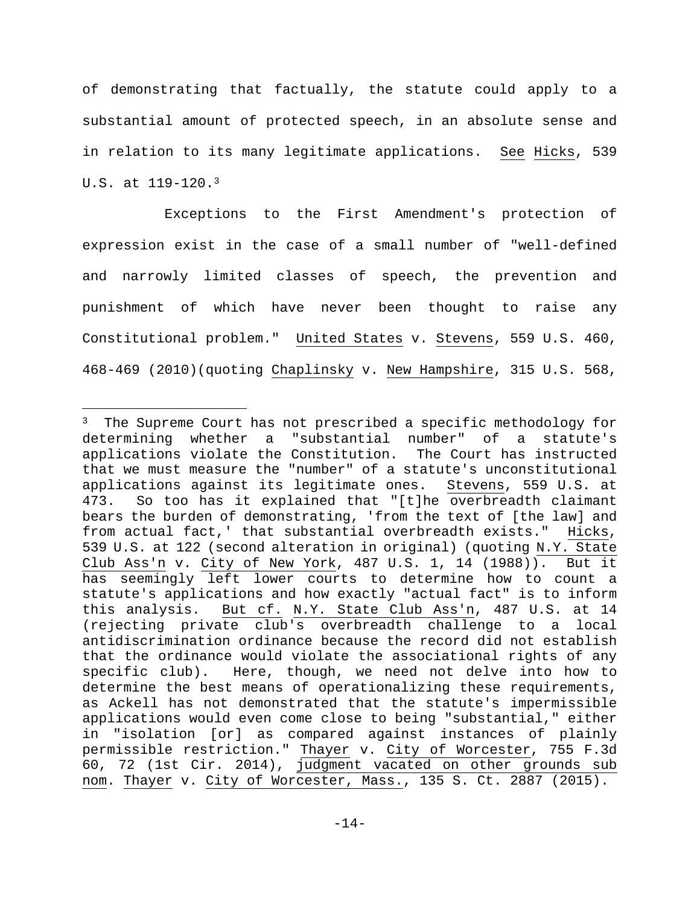of demonstrating that factually, the statute could apply to a substantial amount of protected speech, in an absolute sense and in relation to its many legitimate applications. See Hicks, 539 U.S. at 119-120.[3]

Exceptions to the First Amendment's protection of expression exist in the case of a small number of "well-defined and narrowly limited classes of speech, the prevention and punishment of which have never been thought to raise any Constitutional problem." United States v. Stevens, 559 U.S. 460, 468-469 (2010)(quoting Chaplinsky v. New Hampshire, 315 U.S. 568,

---

[3] The Supreme Court has not prescribed a specific methodology for determining whether a "substantial number" of a statute's applications violate the Constitution. The Court has instructed that we must measure the "number" of a statute's unconstitutional applications against its legitimate ones. Stevens, 559 U.S. at 473. So too has it explained that "[t]he overbreadth claimant bears the burden of demonstrating, 'from the text of [the law] and from actual fact,' that substantial overbreadth exists." Hicks, 539 U.S. at 122 (second alteration in original) (quoting N.Y. State Club Ass'n v. City of New York, 487 U.S. 1, 14 (1988)). But it has seemingly left lower courts to determine how to count a statute's applications and how exactly "actual fact" is to inform this analysis. But cf. N.Y. State Club Ass'n, 487 U.S. at 14 (rejecting private club's overbreadth challenge to a local antidiscrimination ordinance because the record did not establish that the ordinance would violate the associational rights of any specific club). Here, though, we need not delve into how to determine the best means of operationalizing these requirements, as Ackell has not demonstrated that the statute's impermissible applications would even come close to being "substantial," either in "isolation [or] as compared against instances of plainly permissible restriction." Thayer v. City of Worcester, 755 F.3d 60, 72 (1st Cir. 2014), judgment vacated on other grounds sub nom. Thayer v. City of Worcester, Mass., 135 S. Ct. 2887 (2015).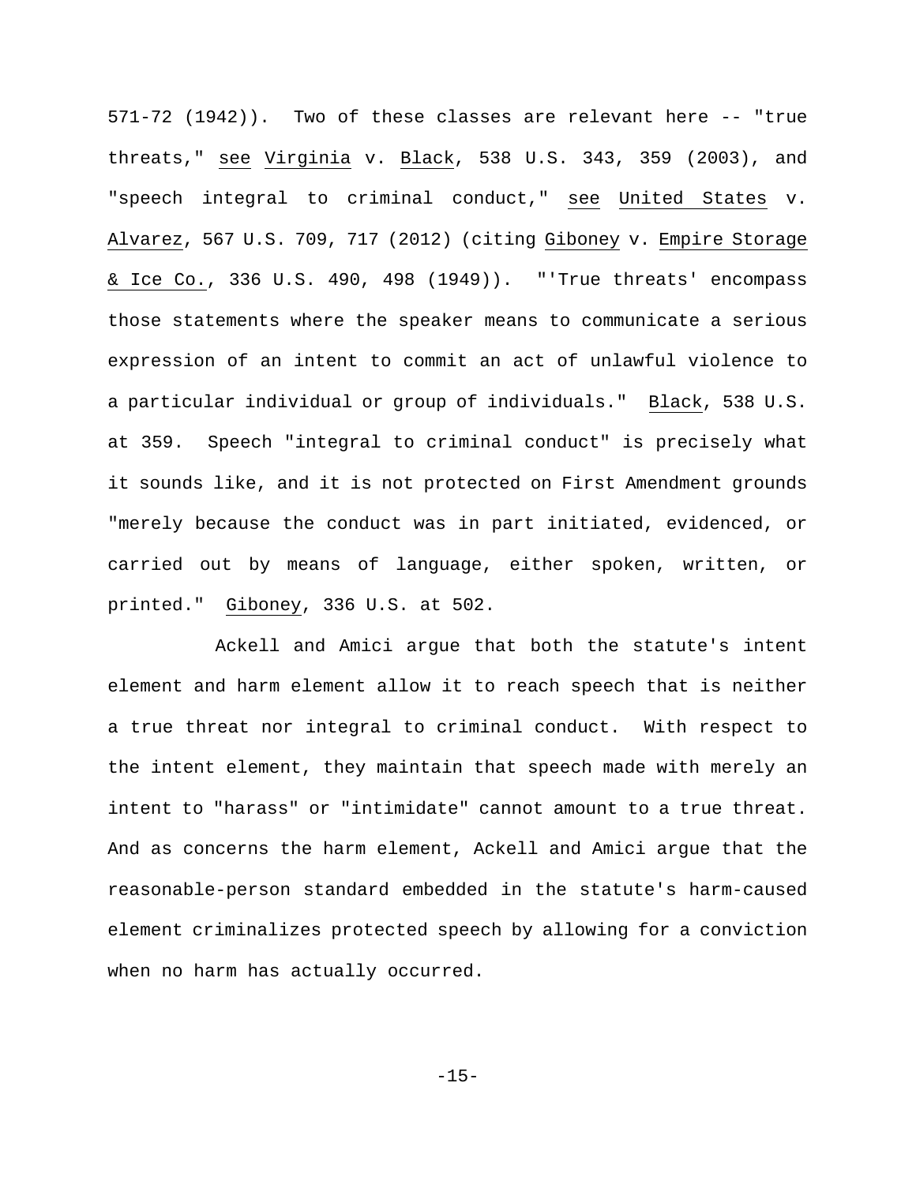571-72 (1942)). Two of these classes are relevant here -- "true threats," _see_ _Virginia_ v. _Black_, 538 U.S. 343, 359 (2003), and "speech integral to criminal conduct," _see_ _United States_ v. _Alvarez_, 567 U.S. 709, 717 (2012) (citing _Giboney_ v. _Empire Storage & Ice Co._, 336 U.S. 490, 498 (1949)). "'True threats' encompass those statements where the speaker means to communicate a serious expression of an intent to commit an act of unlawful violence to a particular individual or group of individuals." _Black_, 538 U.S. at 359. Speech "integral to criminal conduct" is precisely what it sounds like, and it is not protected on First Amendment grounds "merely because the conduct was in part initiated, evidenced, or carried out by means of language, either spoken, written, or printed." _Giboney_, 336 U.S. at 502.

Ackell and Amici argue that both the statute's intent element and harm element allow it to reach speech that is neither a true threat nor integral to criminal conduct. With respect to the intent element, they maintain that speech made with merely an intent to "harass" or "intimidate" cannot amount to a true threat. And as concerns the harm element, Ackell and Amici argue that the reasonable-person standard embedded in the statute's harm-caused element criminalizes protected speech by allowing for a conviction when no harm has actually occurred.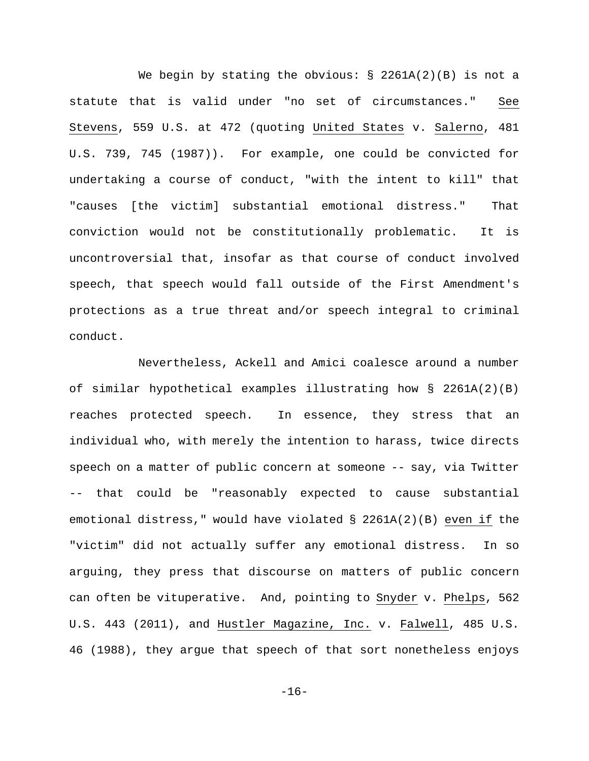We begin by stating the obvious: § 2261A(2)(B) is not a statute that is valid under "no set of circumstances." See Stevens, 559 U.S. at 472 (quoting United States v. Salerno, 481 U.S. 739, 745 (1987)). For example, one could be convicted for undertaking a course of conduct, "with the intent to kill" that "causes [the victim] substantial emotional distress." That conviction would not be constitutionally problematic. It is uncontroversial that, insofar as that course of conduct involved speech, that speech would fall outside of the First Amendment's protections as a true threat and/or speech integral to criminal conduct.

Nevertheless, Ackell and Amici coalesce around a number of similar hypothetical examples illustrating how § 2261A(2)(B) reaches protected speech. In essence, they stress that an individual who, with merely the intention to harass, twice directs speech on a matter of public concern at someone -- say, via Twitter -- that could be "reasonably expected to cause substantial emotional distress," would have violated § 2261A(2)(B) even if the "victim" did not actually suffer any emotional distress. In so arguing, they press that discourse on matters of public concern can often be vituperative. And, pointing to Snyder v. Phelps, 562 U.S. 443 (2011), and Hustler Magazine, Inc. v. Falwell, 485 U.S. 46 (1988), they argue that speech of that sort nonetheless enjoys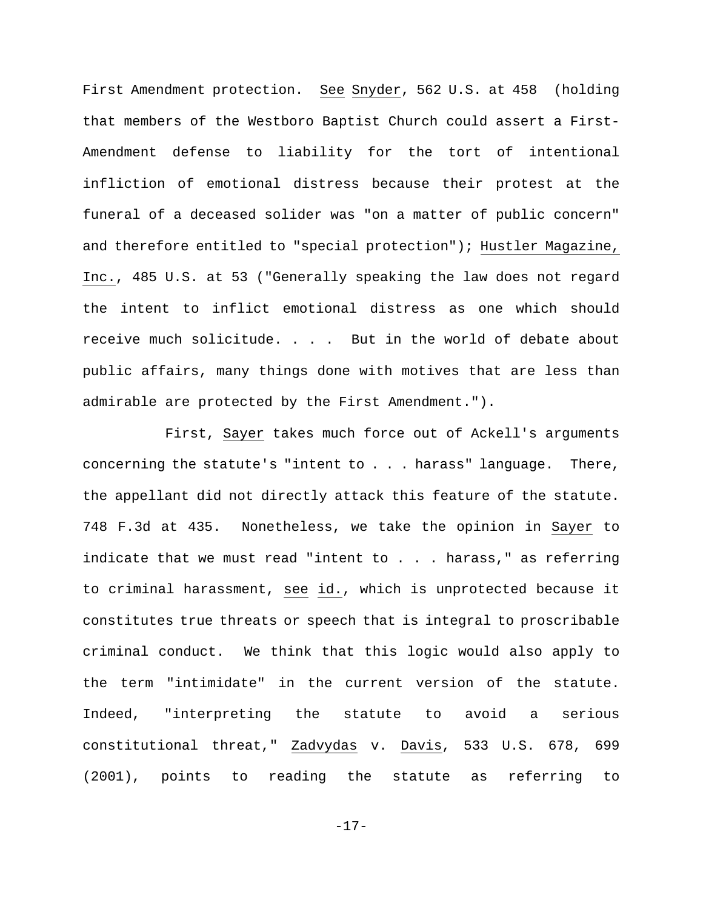First Amendment protection. _See_ _Snyder_, 562 U.S. at 458 (holding that members of the Westboro Baptist Church could assert a First-Amendment defense to liability for the tort of intentional infliction of emotional distress because their protest at the funeral of a deceased solider was "on a matter of public concern" and therefore entitled to "special protection"); _Hustler Magazine, Inc._, 485 U.S. at 53 ("Generally speaking the law does not regard the intent to inflict emotional distress as one which should receive much solicitude. . . . But in the world of debate about public affairs, many things done with motives that are less than admirable are protected by the First Amendment.").

First, _Sayer_ takes much force out of Ackell's arguments concerning the statute's "intent to . . . harass" language. There, the appellant did not directly attack this feature of the statute. 748 F.3d at 435. Nonetheless, we take the opinion in _Sayer_ to indicate that we must read "intent to . . . harass," as referring to criminal harassment, _see_ _id._, which is unprotected because it constitutes true threats or speech that is integral to proscribable criminal conduct. We think that this logic would also apply to the term "intimidate" in the current version of the statute. Indeed, "interpreting the statute to avoid a serious constitutional threat," _Zadvydas_ v. _Davis_, 533 U.S. 678, 699 (2001), points to reading the statute as referring to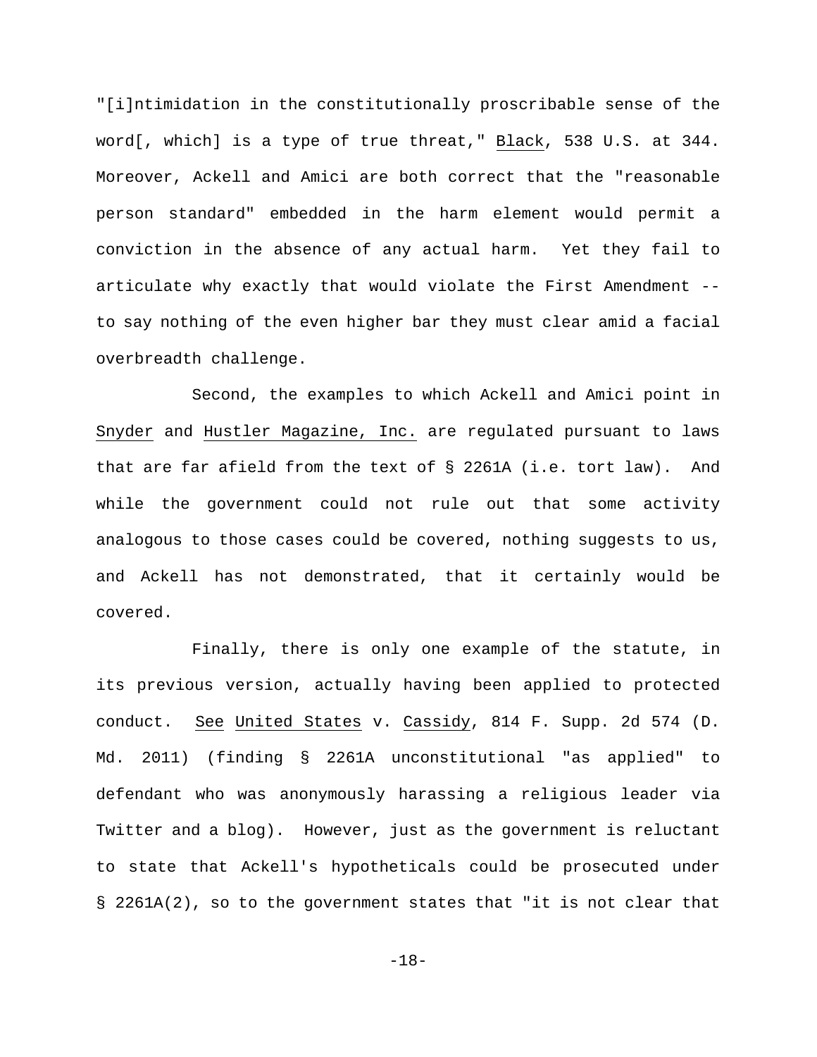"[i]ntimidation in the constitutionally proscribable sense of the word[, which] is a type of true threat," Black, 538 U.S. at 344. Moreover, Ackell and Amici are both correct that the "reasonable person standard" embedded in the harm element would permit a conviction in the absence of any actual harm. Yet they fail to articulate why exactly that would violate the First Amendment -- to say nothing of the even higher bar they must clear amid a facial overbreadth challenge.

Second, the examples to which Ackell and Amici point in Snyder and Hustler Magazine, Inc. are regulated pursuant to laws that are far afield from the text of § 2261A (i.e. tort law). And while the government could not rule out that some activity analogous to those cases could be covered, nothing suggests to us, and Ackell has not demonstrated, that it certainly would be covered.

Finally, there is only one example of the statute, in its previous version, actually having been applied to protected conduct. See United States v. Cassidy, 814 F. Supp. 2d 574 (D. Md. 2011) (finding § 2261A unconstitutional "as applied" to defendant who was anonymously harassing a religious leader via Twitter and a blog). However, just as the government is reluctant to state that Ackell's hypotheticals could be prosecuted under § 2261A(2), so to the government states that "it is not clear that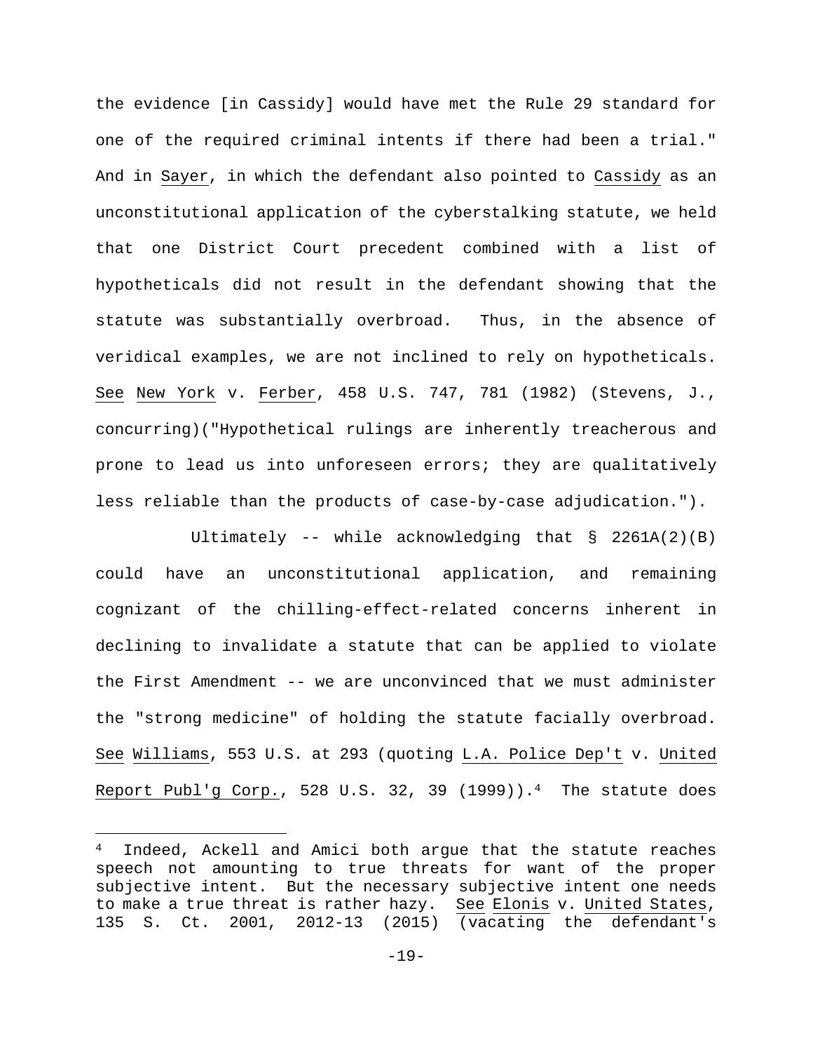the evidence [in Cassidy] would have met the Rule 29 standard for one of the required criminal intents if there had been a trial." And in Sayer, in which the defendant also pointed to Cassidy as an unconstitutional application of the cyberstalking statute, we held that one District Court precedent combined with a list of hypotheticals did not result in the defendant showing that the statute was substantially overbroad. Thus, in the absence of veridical examples, we are not inclined to rely on hypotheticals. See New York v. Ferber, 458 U.S. 747, 781 (1982) (Stevens, J., concurring)("Hypothetical rulings are inherently treacherous and prone to lead us into unforeseen errors; they are qualitatively less reliable than the products of case-by-case adjudication.").

Ultimately -- while acknowledging that § 2261A(2)(B) could have an unconstitutional application, and remaining cognizant of the chilling-effect-related concerns inherent in declining to invalidate a statute that can be applied to violate the First Amendment -- we are unconvinced that we must administer the "strong medicine" of holding the statute facially overbroad. See Williams, 553 U.S. at 293 (quoting L.A. Police Dep't v. United Report Publ'g Corp., 528 U.S. 32, 39 (1999)).[4] The statute does

[4] Indeed, Ackell and Amici both argue that the statute reaches speech not amounting to true threats for want of the proper subjective intent. But the necessary subjective intent one needs to make a true threat is rather hazy. See Elonis v. United States, 135 S. Ct. 2001, 2012-13 (2015) (vacating the defendant's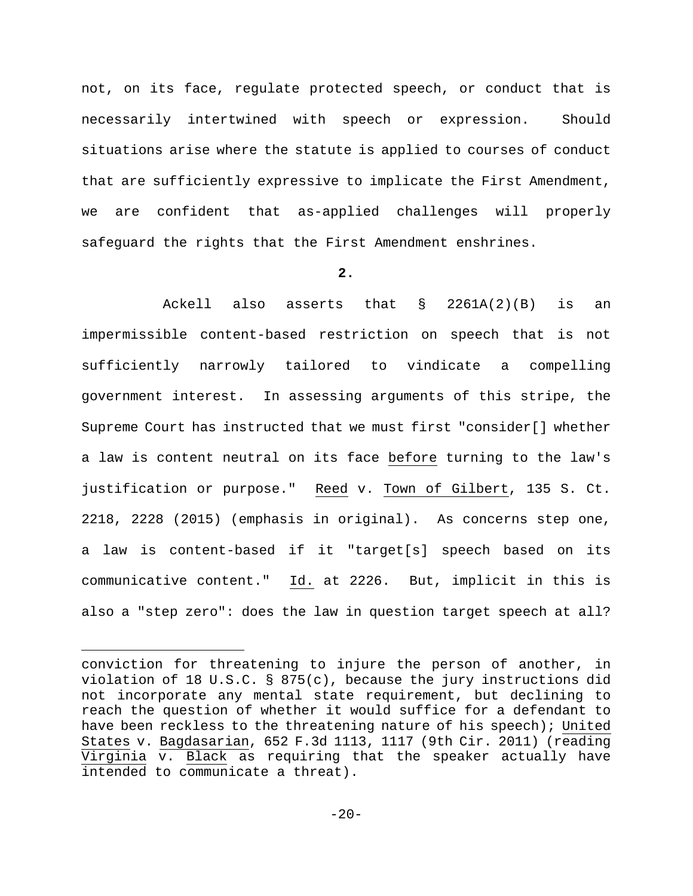not, on its face, regulate protected speech, or conduct that is necessarily intertwined with speech or expression. Should situations arise where the statute is applied to courses of conduct that are sufficiently expressive to implicate the First Amendment, we are confident that as-applied challenges will properly safeguard the rights that the First Amendment enshrines.

**2.**

Ackell also asserts that § 2261A(2)(B) is an impermissible content-based restriction on speech that is not sufficiently narrowly tailored to vindicate a compelling government interest. In assessing arguments of this stripe, the Supreme Court has instructed that we must first "consider[] whether a law is content neutral on its face _before_ turning to the law's justification or purpose." _Reed_ v. _Town of Gilbert_, 135 S. Ct. 2218, 2228 (2015) (emphasis in original). As concerns step one, a law is content-based if it "target[s] speech based on its communicative content." _Id._ at 2226. But, implicit in this is also a "step zero": does the law in question target speech at all?

---

conviction for threatening to injure the person of another, in violation of 18 U.S.C. § 875(c), because the jury instructions did not incorporate any mental state requirement, but declining to reach the question of whether it would suffice for a defendant to have been reckless to the threatening nature of his speech); _United States_ v. _Bagdasarian_, 652 F.3d 1113, 1117 (9th Cir. 2011) (reading _Virginia_ v. _Black_ as requiring that the speaker actually have intended to communicate a threat).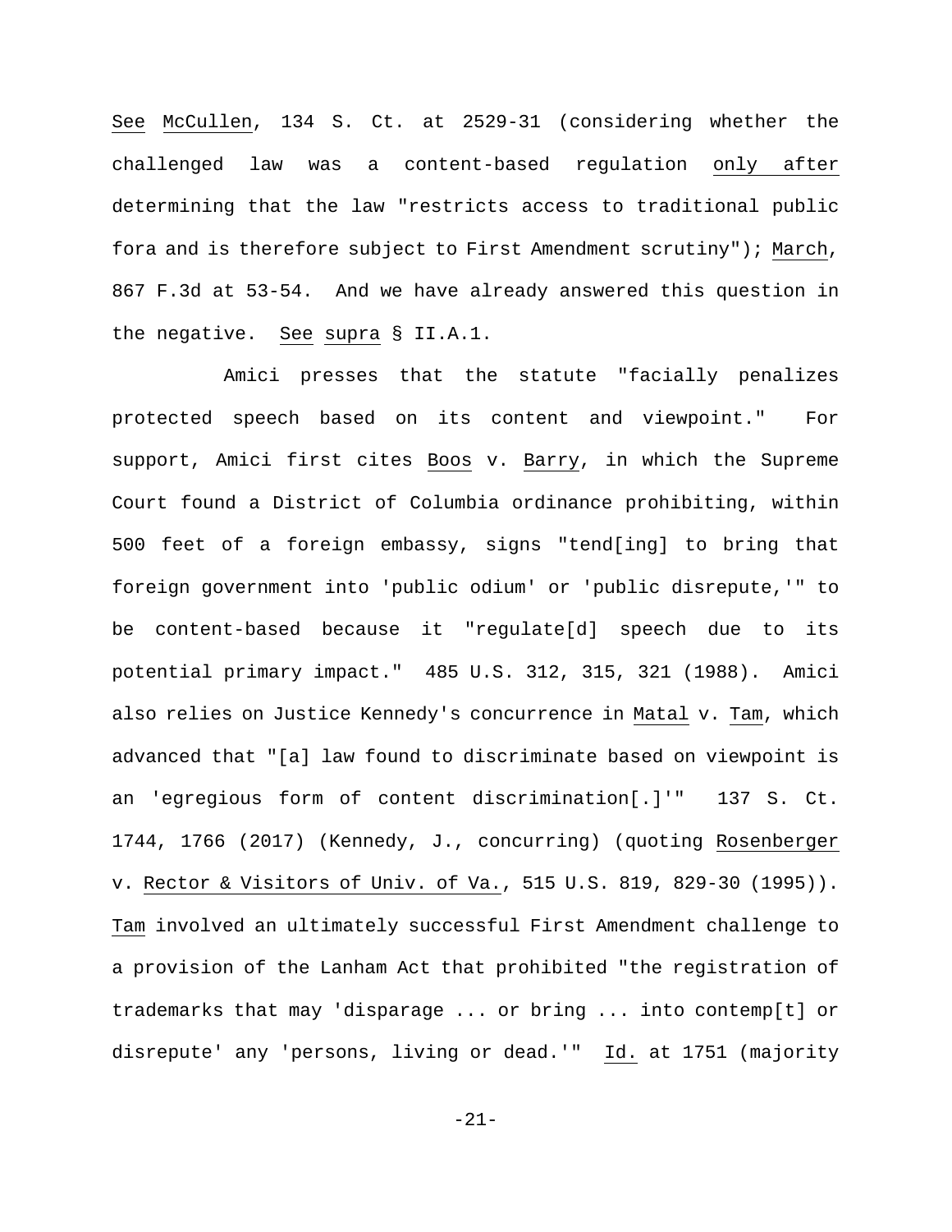See McCullen, 134 S. Ct. at 2529-31 (considering whether the challenged law was a content-based regulation only after determining that the law "restricts access to traditional public fora and is therefore subject to First Amendment scrutiny"); March, 867 F.3d at 53-54. And we have already answered this question in the negative. See supra § II.A.1.

Amici presses that the statute "facially penalizes protected speech based on its content and viewpoint." For support, Amici first cites Boos v. Barry, in which the Supreme Court found a District of Columbia ordinance prohibiting, within 500 feet of a foreign embassy, signs "tend[ing] to bring that foreign government into 'public odium' or 'public disrepute,'" to be content-based because it "regulate[d] speech due to its potential primary impact." 485 U.S. 312, 315, 321 (1988). Amici also relies on Justice Kennedy's concurrence in Matal v. Tam, which advanced that "[a] law found to discriminate based on viewpoint is an 'egregious form of content discrimination[.]'" 137 S. Ct. 1744, 1766 (2017) (Kennedy, J., concurring) (quoting Rosenberger v. Rector & Visitors of Univ. of Va., 515 U.S. 819, 829-30 (1995)). Tam involved an ultimately successful First Amendment challenge to a provision of the Lanham Act that prohibited "the registration of trademarks that may 'disparage ... or bring ... into contemp[t] or disrepute' any 'persons, living or dead.'" Id. at 1751 (majority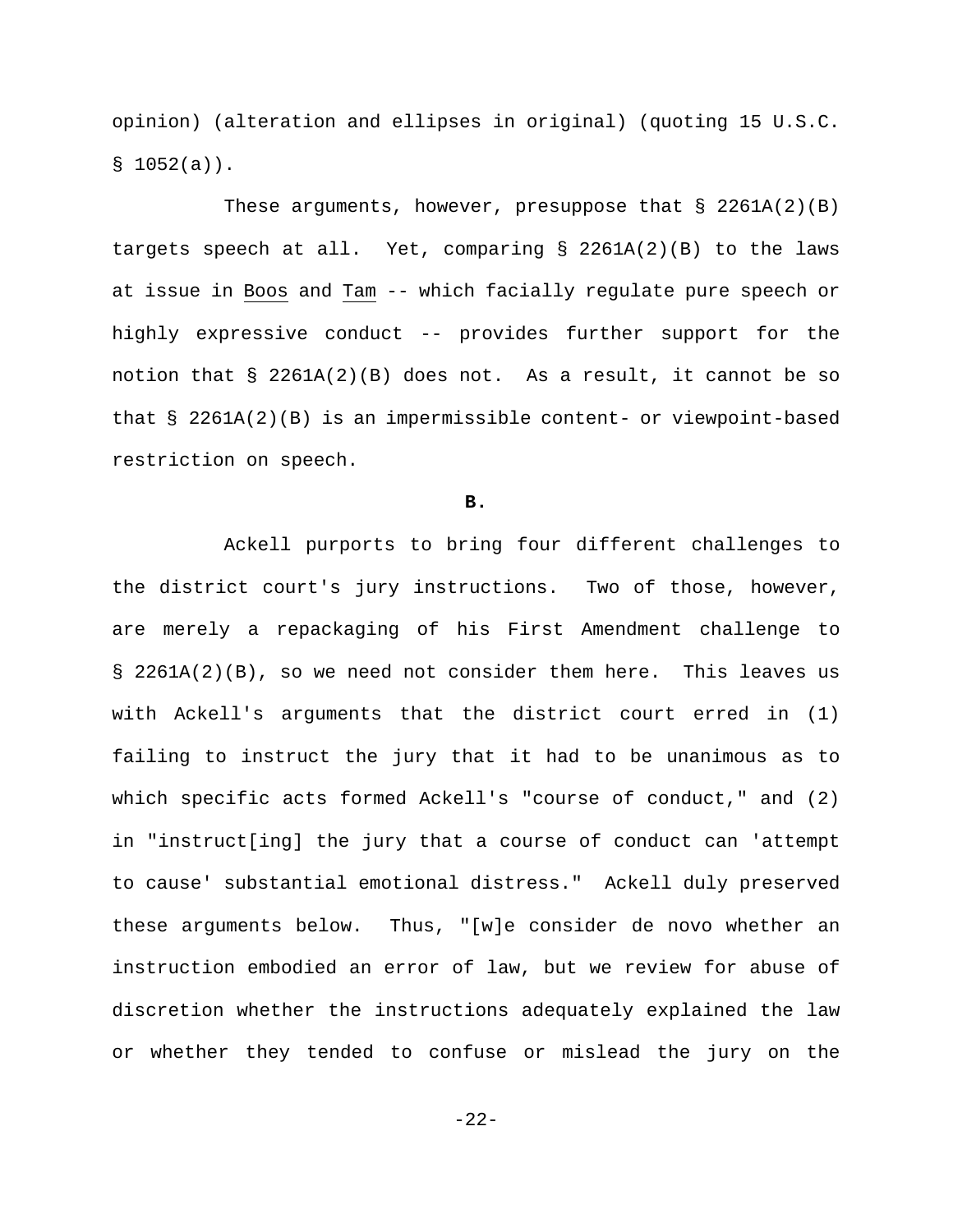opinion) (alteration and ellipses in original) (quoting 15 U.S.C. § 1052(a)).

These arguments, however, presuppose that § 2261A(2)(B) targets speech at all. Yet, comparing § 2261A(2)(B) to the laws at issue in Boos and Tam -- which facially regulate pure speech or highly expressive conduct -- provides further support for the notion that § 2261A(2)(B) does not. As a result, it cannot be so that § 2261A(2)(B) is an impermissible content- or viewpoint-based restriction on speech.

**B.**

Ackell purports to bring four different challenges to the district court's jury instructions. Two of those, however, are merely a repackaging of his First Amendment challenge to § 2261A(2)(B), so we need not consider them here. This leaves us with Ackell's arguments that the district court erred in (1) failing to instruct the jury that it had to be unanimous as to which specific acts formed Ackell's "course of conduct," and (2) in "instruct[ing] the jury that a course of conduct can 'attempt to cause' substantial emotional distress." Ackell duly preserved these arguments below. Thus, "[w]e consider de novo whether an instruction embodied an error of law, but we review for abuse of discretion whether the instructions adequately explained the law or whether they tended to confuse or mislead the jury on the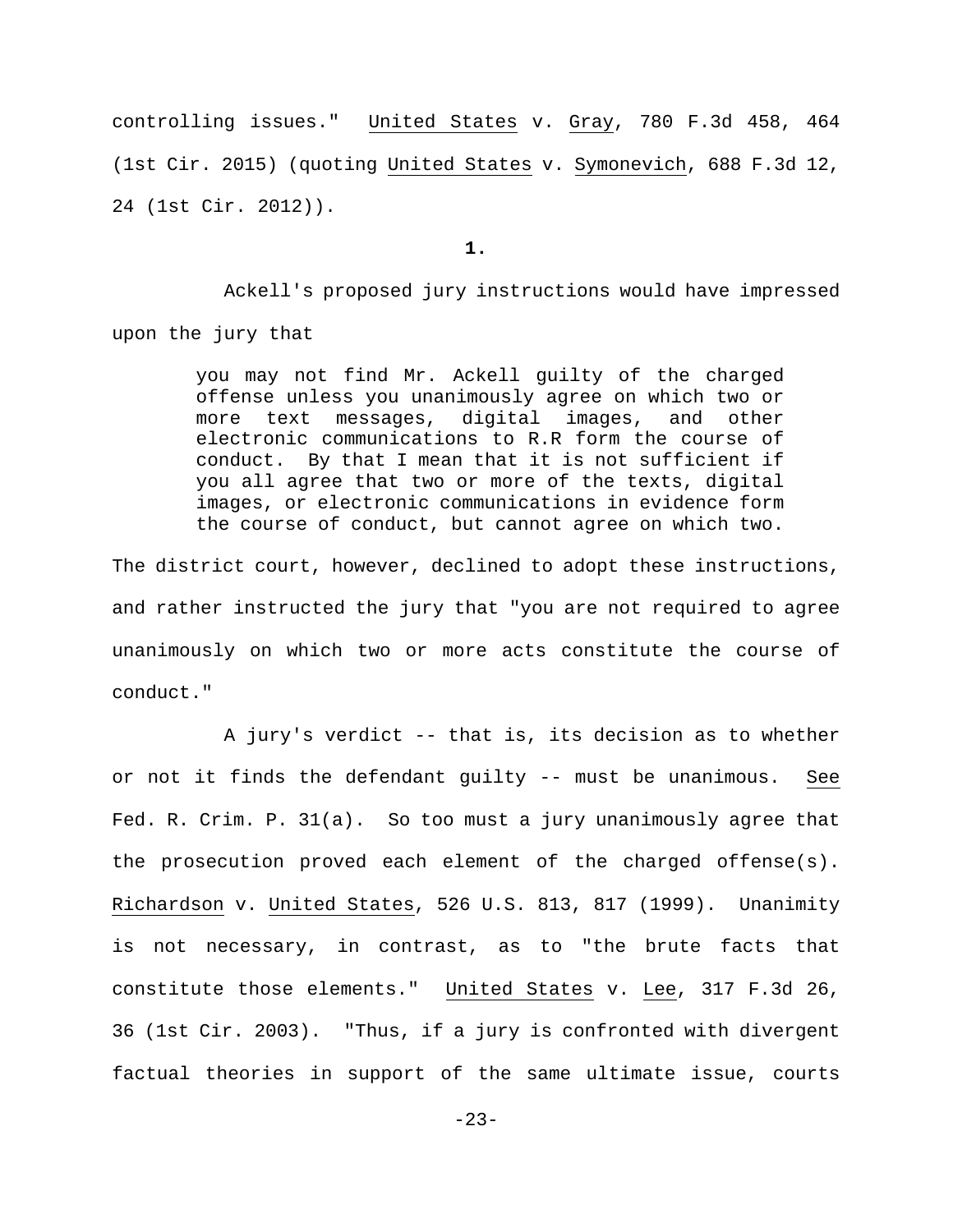controlling issues." United States v. Gray, 780 F.3d 458, 464 (1st Cir. 2015) (quoting United States v. Symonevich, 688 F.3d 12, 24 (1st Cir. 2012)).

**1.**

Ackell's proposed jury instructions would have impressed upon the jury that

> you may not find Mr. Ackell guilty of the charged offense unless you unanimously agree on which two or more text messages, digital images, and other electronic communications to R.R form the course of conduct. By that I mean that it is not sufficient if you all agree that two or more of the texts, digital images, or electronic communications in evidence form the course of conduct, but cannot agree on which two.

The district court, however, declined to adopt these instructions, and rather instructed the jury that "you are not required to agree unanimously on which two or more acts constitute the course of conduct."

A jury's verdict -- that is, its decision as to whether or not it finds the defendant guilty -- must be unanimous. See Fed. R. Crim. P. 31(a). So too must a jury unanimously agree that the prosecution proved each element of the charged offense(s). Richardson v. United States, 526 U.S. 813, 817 (1999). Unanimity is not necessary, in contrast, as to "the brute facts that constitute those elements." United States v. Lee, 317 F.3d 26, 36 (1st Cir. 2003). "Thus, if a jury is confronted with divergent factual theories in support of the same ultimate issue, courts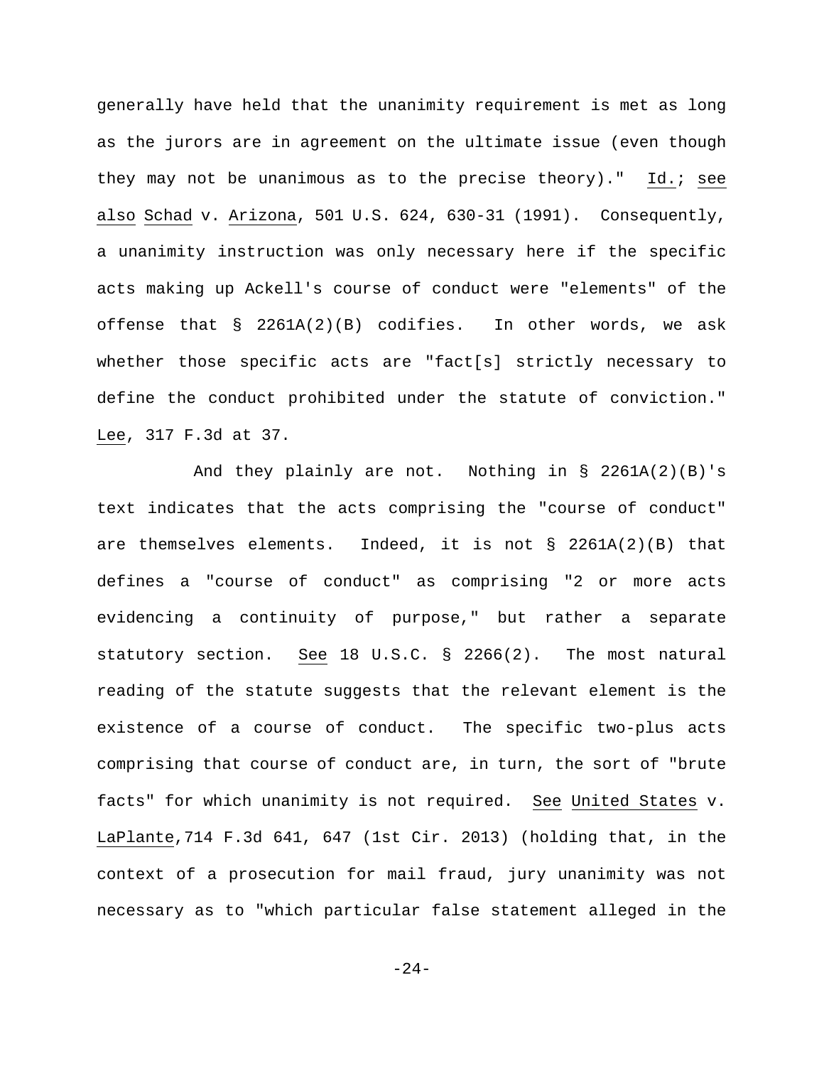generally have held that the unanimity requirement is met as long as the jurors are in agreement on the ultimate issue (even though they may not be unanimous as to the precise theory)." Id.; see also Schad v. Arizona, 501 U.S. 624, 630-31 (1991). Consequently, a unanimity instruction was only necessary here if the specific acts making up Ackell's course of conduct were "elements" of the offense that § 2261A(2)(B) codifies. In other words, we ask whether those specific acts are "fact[s] strictly necessary to define the conduct prohibited under the statute of conviction." Lee, 317 F.3d at 37.

And they plainly are not. Nothing in § 2261A(2)(B)'s text indicates that the acts comprising the "course of conduct" are themselves elements. Indeed, it is not § 2261A(2)(B) that defines a "course of conduct" as comprising "2 or more acts evidencing a continuity of purpose," but rather a separate statutory section. See 18 U.S.C. § 2266(2). The most natural reading of the statute suggests that the relevant element is the existence of a course of conduct. The specific two-plus acts comprising that course of conduct are, in turn, the sort of "brute facts" for which unanimity is not required. See United States v. LaPlante,714 F.3d 641, 647 (1st Cir. 2013) (holding that, in the context of a prosecution for mail fraud, jury unanimity was not necessary as to "which particular false statement alleged in the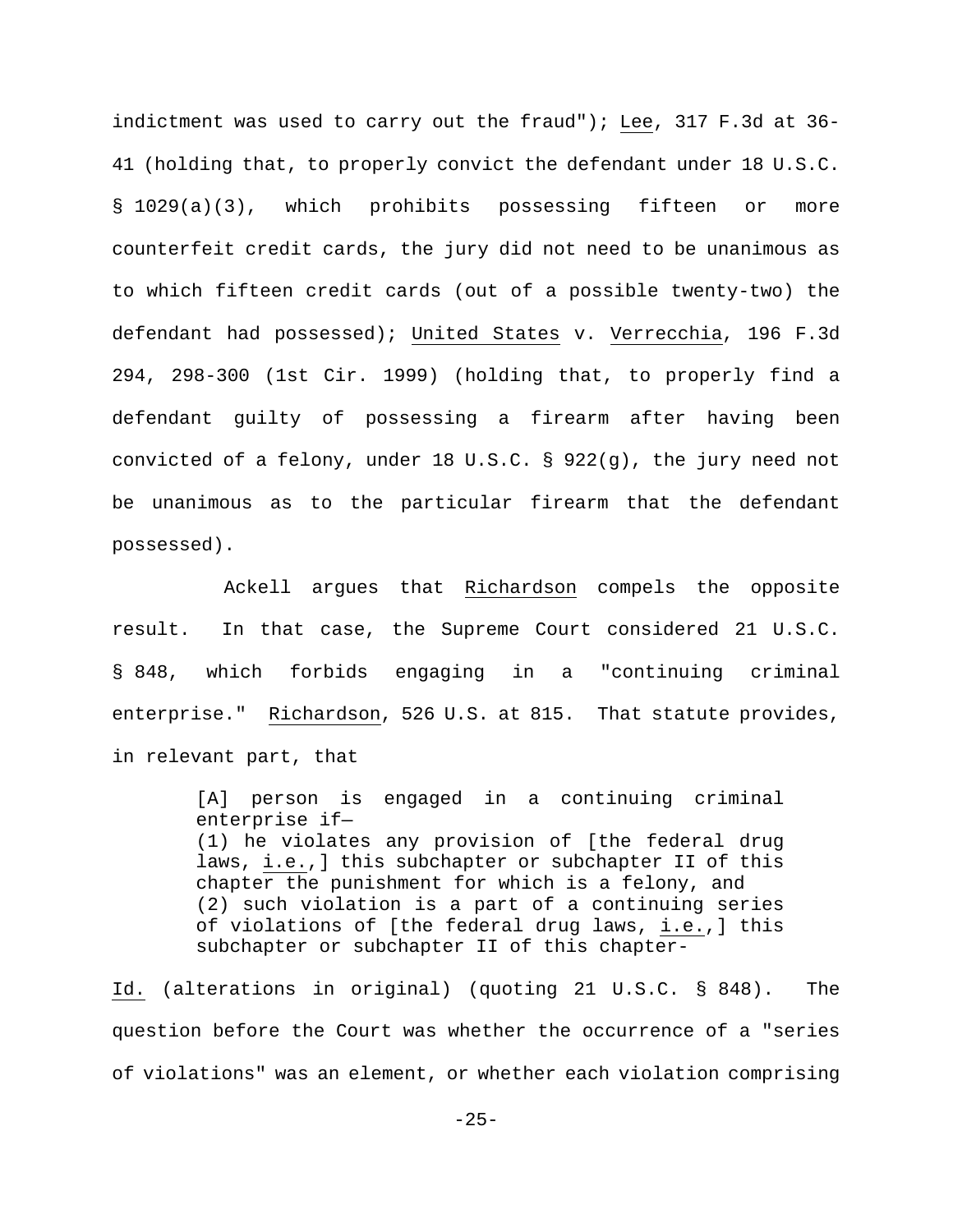indictment was used to carry out the fraud"); Lee, 317 F.3d at 36-41 (holding that, to properly convict the defendant under 18 U.S.C. § 1029(a)(3), which prohibits possessing fifteen or more counterfeit credit cards, the jury did not need to be unanimous as to which fifteen credit cards (out of a possible twenty-two) the defendant had possessed); United States v. Verrecchia, 196 F.3d 294, 298-300 (1st Cir. 1999) (holding that, to properly find a defendant guilty of possessing a firearm after having been convicted of a felony, under 18 U.S.C. § 922(g), the jury need not be unanimous as to the particular firearm that the defendant possessed).

Ackell argues that Richardson compels the opposite result. In that case, the Supreme Court considered 21 U.S.C. § 848, which forbids engaging in a "continuing criminal enterprise." Richardson, 526 U.S. at 815. That statute provides, in relevant part, that

> [A] person is engaged in a continuing criminal enterprise if—
> (1) he violates any provision of [the federal drug laws, i.e.,] this subchapter or subchapter II of this chapter the punishment for which is a felony, and
> (2) such violation is a part of a continuing series of violations of [the federal drug laws, i.e.,] this subchapter or subchapter II of this chapter-

Id. (alterations in original) (quoting 21 U.S.C. § 848). The question before the Court was whether the occurrence of a "series of violations" was an element, or whether each violation comprising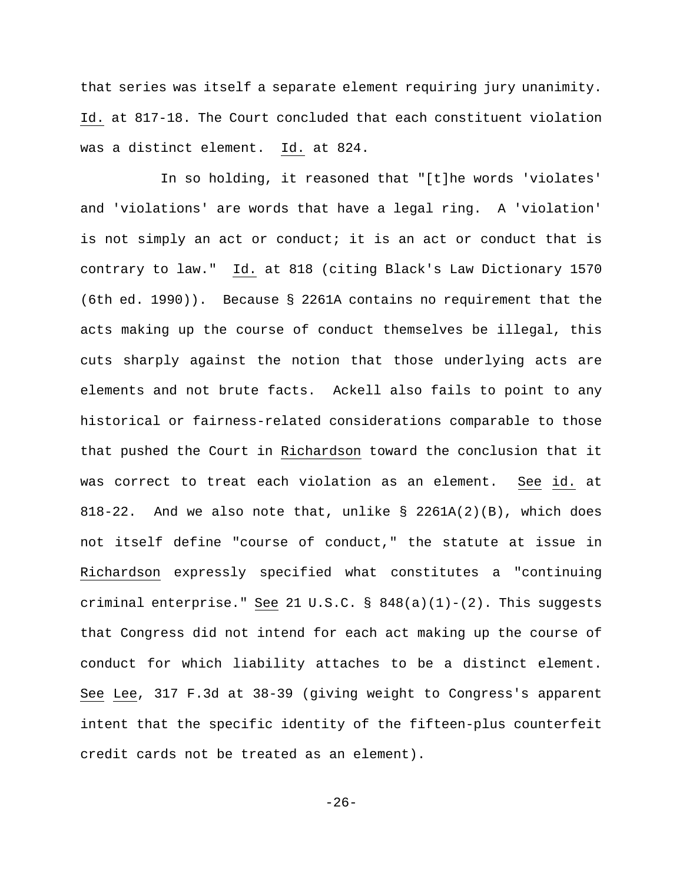that series was itself a separate element requiring jury unanimity. Id. at 817-18. The Court concluded that each constituent violation was a distinct element. Id. at 824.

In so holding, it reasoned that "[t]he words 'violates' and 'violations' are words that have a legal ring. A 'violation' is not simply an act or conduct; it is an act or conduct that is contrary to law." Id. at 818 (citing Black's Law Dictionary 1570 (6th ed. 1990)). Because § 2261A contains no requirement that the acts making up the course of conduct themselves be illegal, this cuts sharply against the notion that those underlying acts are elements and not brute facts. Ackell also fails to point to any historical or fairness-related considerations comparable to those that pushed the Court in Richardson toward the conclusion that it was correct to treat each violation as an element. See id. at 818-22. And we also note that, unlike § 2261A(2)(B), which does not itself define "course of conduct," the statute at issue in Richardson expressly specified what constitutes a "continuing criminal enterprise." See 21 U.S.C. § 848(a)(1)-(2). This suggests that Congress did not intend for each act making up the course of conduct for which liability attaches to be a distinct element. See Lee, 317 F.3d at 38-39 (giving weight to Congress's apparent intent that the specific identity of the fifteen-plus counterfeit credit cards not be treated as an element).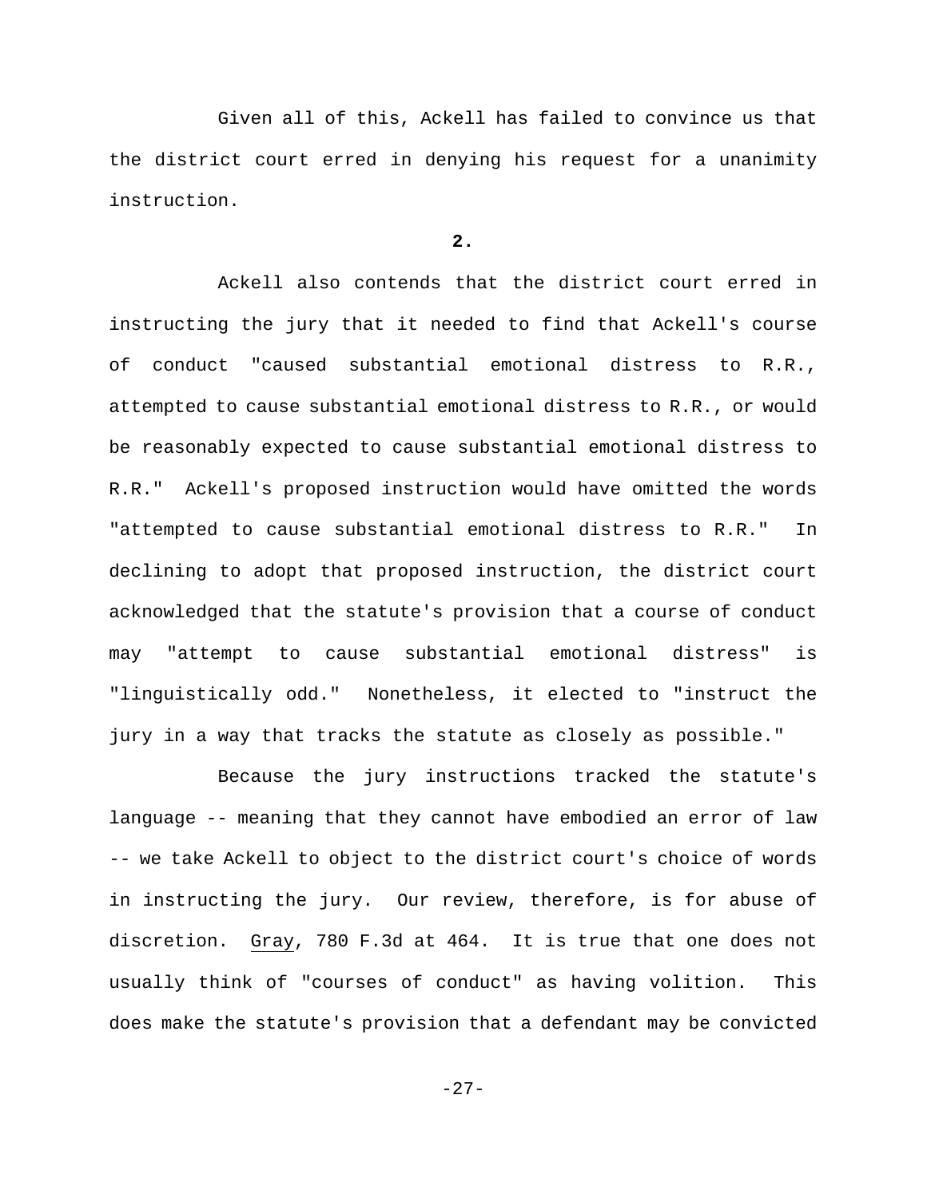Given all of this, Ackell has failed to convince us that the district court erred in denying his request for a unanimity instruction.

**2.**

Ackell also contends that the district court erred in instructing the jury that it needed to find that Ackell's course of conduct "caused substantial emotional distress to R.R., attempted to cause substantial emotional distress to R.R., or would be reasonably expected to cause substantial emotional distress to R.R." Ackell's proposed instruction would have omitted the words "attempted to cause substantial emotional distress to R.R." In declining to adopt that proposed instruction, the district court acknowledged that the statute's provision that a course of conduct may "attempt to cause substantial emotional distress" is "linguistically odd." Nonetheless, it elected to "instruct the jury in a way that tracks the statute as closely as possible."

Because the jury instructions tracked the statute's language -- meaning that they cannot have embodied an error of law -- we take Ackell to object to the district court's choice of words in instructing the jury. Our review, therefore, is for abuse of discretion. Gray, 780 F.3d at 464. It is true that one does not usually think of "courses of conduct" as having volition. This does make the statute's provision that a defendant may be convicted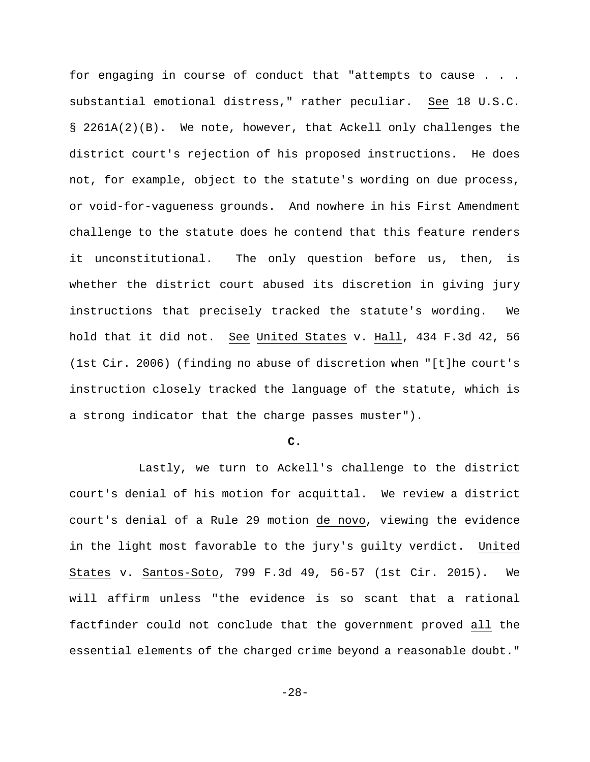for engaging in course of conduct that "attempts to cause . . . substantial emotional distress," rather peculiar. See 18 U.S.C. § 2261A(2)(B). We note, however, that Ackell only challenges the district court's rejection of his proposed instructions. He does not, for example, object to the statute's wording on due process, or void-for-vagueness grounds. And nowhere in his First Amendment challenge to the statute does he contend that this feature renders it unconstitutional. The only question before us, then, is whether the district court abused its discretion in giving jury instructions that precisely tracked the statute's wording. We hold that it did not. See United States v. Hall, 434 F.3d 42, 56 (1st Cir. 2006) (finding no abuse of discretion when "[t]he court's instruction closely tracked the language of the statute, which is a strong indicator that the charge passes muster").

**C.**

Lastly, we turn to Ackell's challenge to the district court's denial of his motion for acquittal. We review a district court's denial of a Rule 29 motion de novo, viewing the evidence in the light most favorable to the jury's guilty verdict. United States v. Santos-Soto, 799 F.3d 49, 56-57 (1st Cir. 2015). We will affirm unless "the evidence is so scant that a rational factfinder could not conclude that the government proved all the essential elements of the charged crime beyond a reasonable doubt."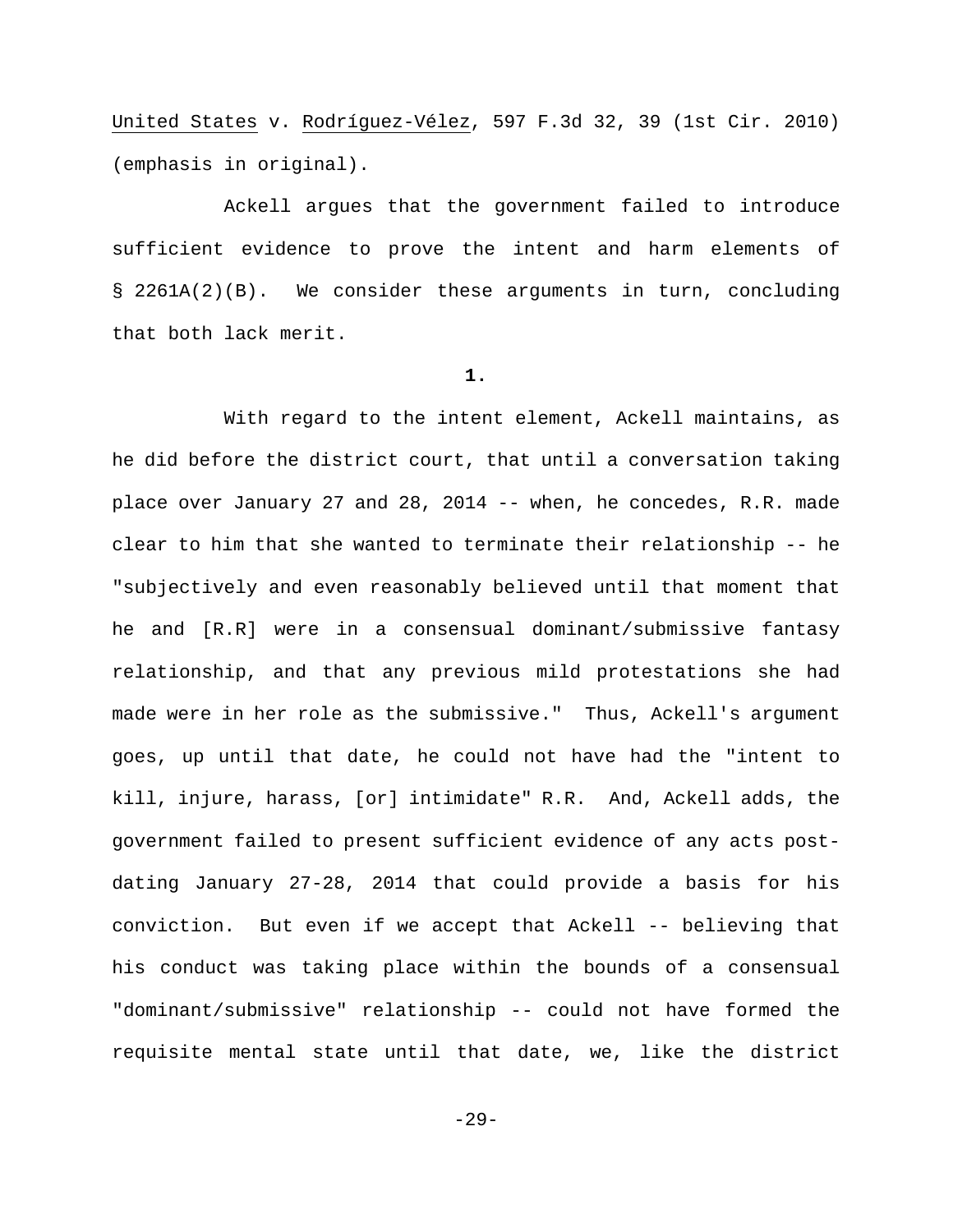United States v. Rodríguez-Vélez, 597 F.3d 32, 39 (1st Cir. 2010) (emphasis in original).

Ackell argues that the government failed to introduce sufficient evidence to prove the intent and harm elements of § 2261A(2)(B). We consider these arguments in turn, concluding that both lack merit.

**1.**

With regard to the intent element, Ackell maintains, as he did before the district court, that until a conversation taking place over January 27 and 28, 2014 -- when, he concedes, R.R. made clear to him that she wanted to terminate their relationship -- he "subjectively and even reasonably believed until that moment that he and [R.R] were in a consensual dominant/submissive fantasy relationship, and that any previous mild protestations she had made were in her role as the submissive." Thus, Ackell's argument goes, up until that date, he could not have had the "intent to kill, injure, harass, [or] intimidate" R.R. And, Ackell adds, the government failed to present sufficient evidence of any acts post-dating January 27-28, 2014 that could provide a basis for his conviction. But even if we accept that Ackell -- believing that his conduct was taking place within the bounds of a consensual "dominant/submissive" relationship -- could not have formed the requisite mental state until that date, we, like the district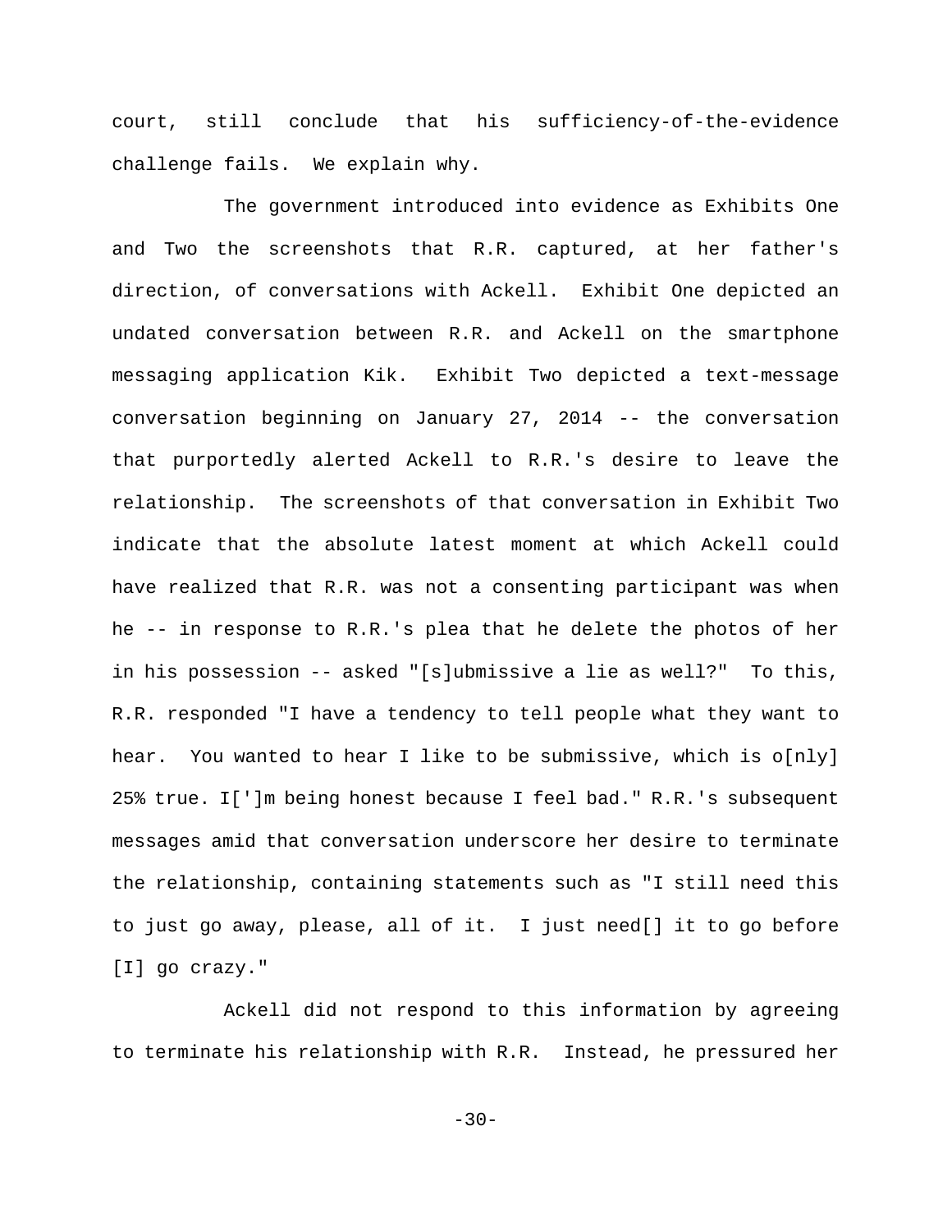court, still conclude that his sufficiency-of-the-evidence challenge fails. We explain why.

The government introduced into evidence as Exhibits One and Two the screenshots that R.R. captured, at her father's direction, of conversations with Ackell. Exhibit One depicted an undated conversation between R.R. and Ackell on the smartphone messaging application Kik. Exhibit Two depicted a text-message conversation beginning on January 27, 2014 -- the conversation that purportedly alerted Ackell to R.R.'s desire to leave the relationship. The screenshots of that conversation in Exhibit Two indicate that the absolute latest moment at which Ackell could have realized that R.R. was not a consenting participant was when he -- in response to R.R.'s plea that he delete the photos of her in his possession -- asked "[s]ubmissive a lie as well?" To this, R.R. responded "I have a tendency to tell people what they want to hear. You wanted to hear I like to be submissive, which is o[nly] 25% true. I[']m being honest because I feel bad." R.R.'s subsequent messages amid that conversation underscore her desire to terminate the relationship, containing statements such as "I still need this to just go away, please, all of it. I just need[] it to go before [I] go crazy."

Ackell did not respond to this information by agreeing to terminate his relationship with R.R. Instead, he pressured her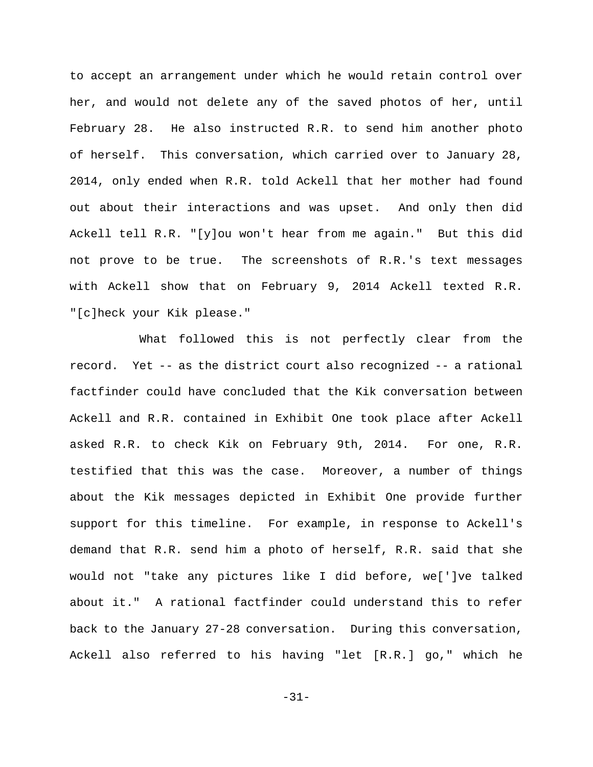to accept an arrangement under which he would retain control over her, and would not delete any of the saved photos of her, until February 28. He also instructed R.R. to send him another photo of herself. This conversation, which carried over to January 28, 2014, only ended when R.R. told Ackell that her mother had found out about their interactions and was upset. And only then did Ackell tell R.R. "[y]ou won't hear from me again." But this did not prove to be true. The screenshots of R.R.'s text messages with Ackell show that on February 9, 2014 Ackell texted R.R. "[c]heck your Kik please."

What followed this is not perfectly clear from the record. Yet -- as the district court also recognized -- a rational factfinder could have concluded that the Kik conversation between Ackell and R.R. contained in Exhibit One took place after Ackell asked R.R. to check Kik on February 9th, 2014. For one, R.R. testified that this was the case. Moreover, a number of things about the Kik messages depicted in Exhibit One provide further support for this timeline. For example, in response to Ackell's demand that R.R. send him a photo of herself, R.R. said that she would not "take any pictures like I did before, we[']ve talked about it." A rational factfinder could understand this to refer back to the January 27-28 conversation. During this conversation, Ackell also referred to his having "let [R.R.] go," which he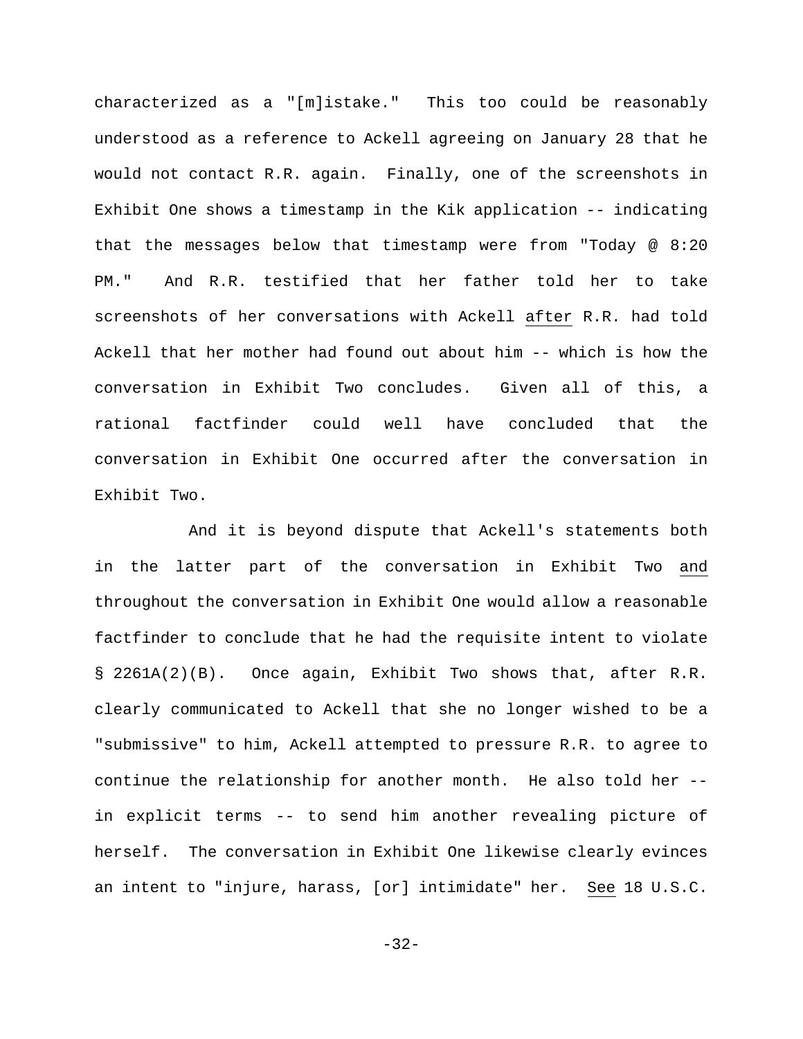characterized as a "[m]istake." This too could be reasonably understood as a reference to Ackell agreeing on January 28 that he would not contact R.R. again. Finally, one of the screenshots in Exhibit One shows a timestamp in the Kik application -- indicating that the messages below that timestamp were from "Today @ 8:20 PM." And R.R. testified that her father told her to take screenshots of her conversations with Ackell <u>after</u> R.R. had told Ackell that her mother had found out about him -- which is how the conversation in Exhibit Two concludes. Given all of this, a rational factfinder could well have concluded that the conversation in Exhibit One occurred after the conversation in Exhibit Two.

And it is beyond dispute that Ackell's statements both in the latter part of the conversation in Exhibit Two <u>and</u> throughout the conversation in Exhibit One would allow a reasonable factfinder to conclude that he had the requisite intent to violate § 2261A(2)(B). Once again, Exhibit Two shows that, after R.R. clearly communicated to Ackell that she no longer wished to be a "submissive" to him, Ackell attempted to pressure R.R. to agree to continue the relationship for another month. He also told her -- in explicit terms -- to send him another revealing picture of herself. The conversation in Exhibit One likewise clearly evinces an intent to "injure, harass, [or] intimidate" her. <u>See</u> 18 U.S.C.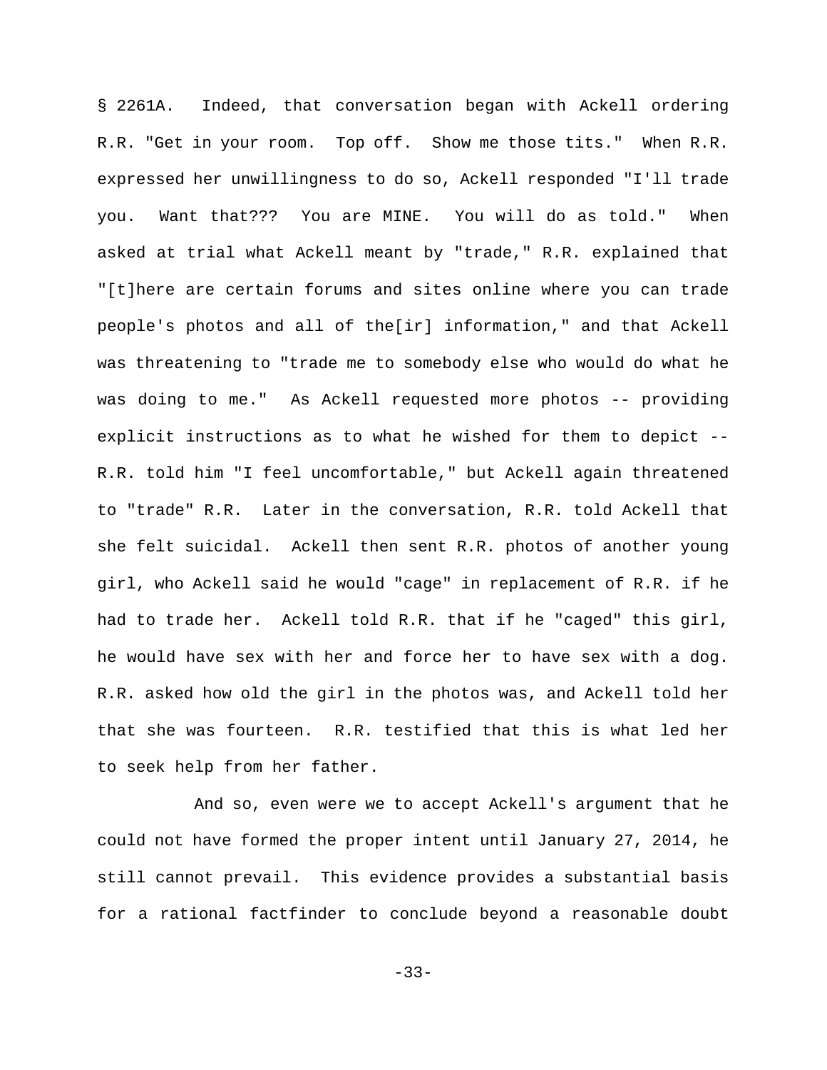§ 2261A. Indeed, that conversation began with Ackell ordering R.R. "Get in your room. Top off. Show me those tits." When R.R. expressed her unwillingness to do so, Ackell responded "I'll trade you. Want that??? You are MINE. You will do as told." When asked at trial what Ackell meant by "trade," R.R. explained that "[t]here are certain forums and sites online where you can trade people's photos and all of the[ir] information," and that Ackell was threatening to "trade me to somebody else who would do what he was doing to me." As Ackell requested more photos -- providing explicit instructions as to what he wished for them to depict -- R.R. told him "I feel uncomfortable," but Ackell again threatened to "trade" R.R. Later in the conversation, R.R. told Ackell that she felt suicidal. Ackell then sent R.R. photos of another young girl, who Ackell said he would "cage" in replacement of R.R. if he had to trade her. Ackell told R.R. that if he "caged" this girl, he would have sex with her and force her to have sex with a dog. R.R. asked how old the girl in the photos was, and Ackell told her that she was fourteen. R.R. testified that this is what led her to seek help from her father.

And so, even were we to accept Ackell's argument that he could not have formed the proper intent until January 27, 2014, he still cannot prevail. This evidence provides a substantial basis for a rational factfinder to conclude beyond a reasonable doubt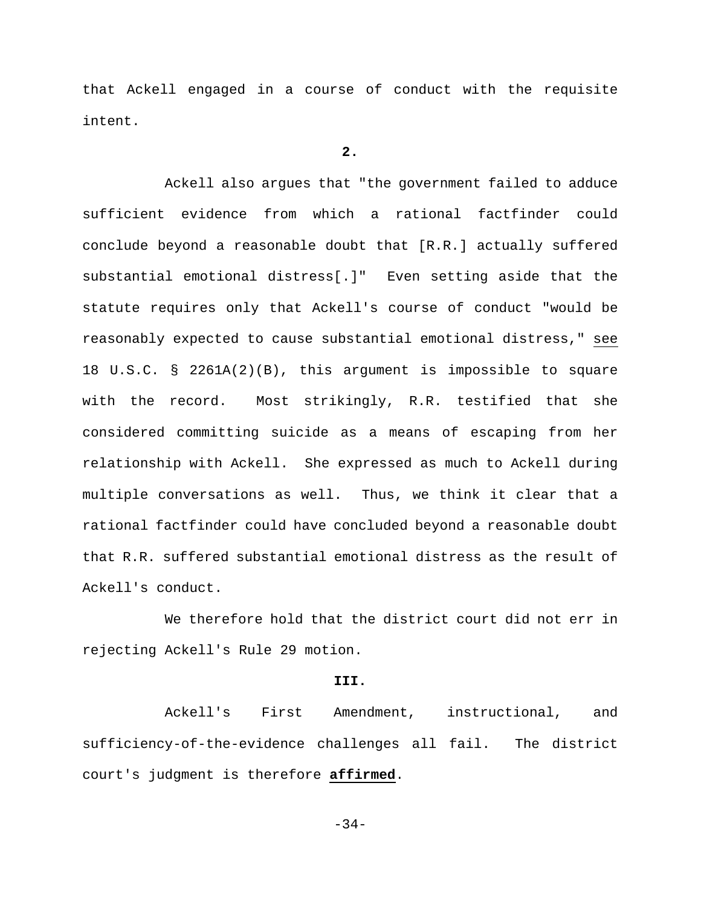that Ackell engaged in a course of conduct with the requisite intent.

**2.**

Ackell also argues that "the government failed to adduce sufficient evidence from which a rational factfinder could conclude beyond a reasonable doubt that [R.R.] actually suffered substantial emotional distress[.]" Even setting aside that the statute requires only that Ackell's course of conduct "would be reasonably expected to cause substantial emotional distress," see 18 U.S.C. § 2261A(2)(B), this argument is impossible to square with the record. Most strikingly, R.R. testified that she considered committing suicide as a means of escaping from her relationship with Ackell. She expressed as much to Ackell during multiple conversations as well. Thus, we think it clear that a rational factfinder could have concluded beyond a reasonable doubt that R.R. suffered substantial emotional distress as the result of Ackell's conduct.

We therefore hold that the district court did not err in rejecting Ackell's Rule 29 motion.

**III.**

Ackell's First Amendment, instructional, and sufficiency-of-the-evidence challenges all fail. The district court's judgment is therefore **affirmed**.